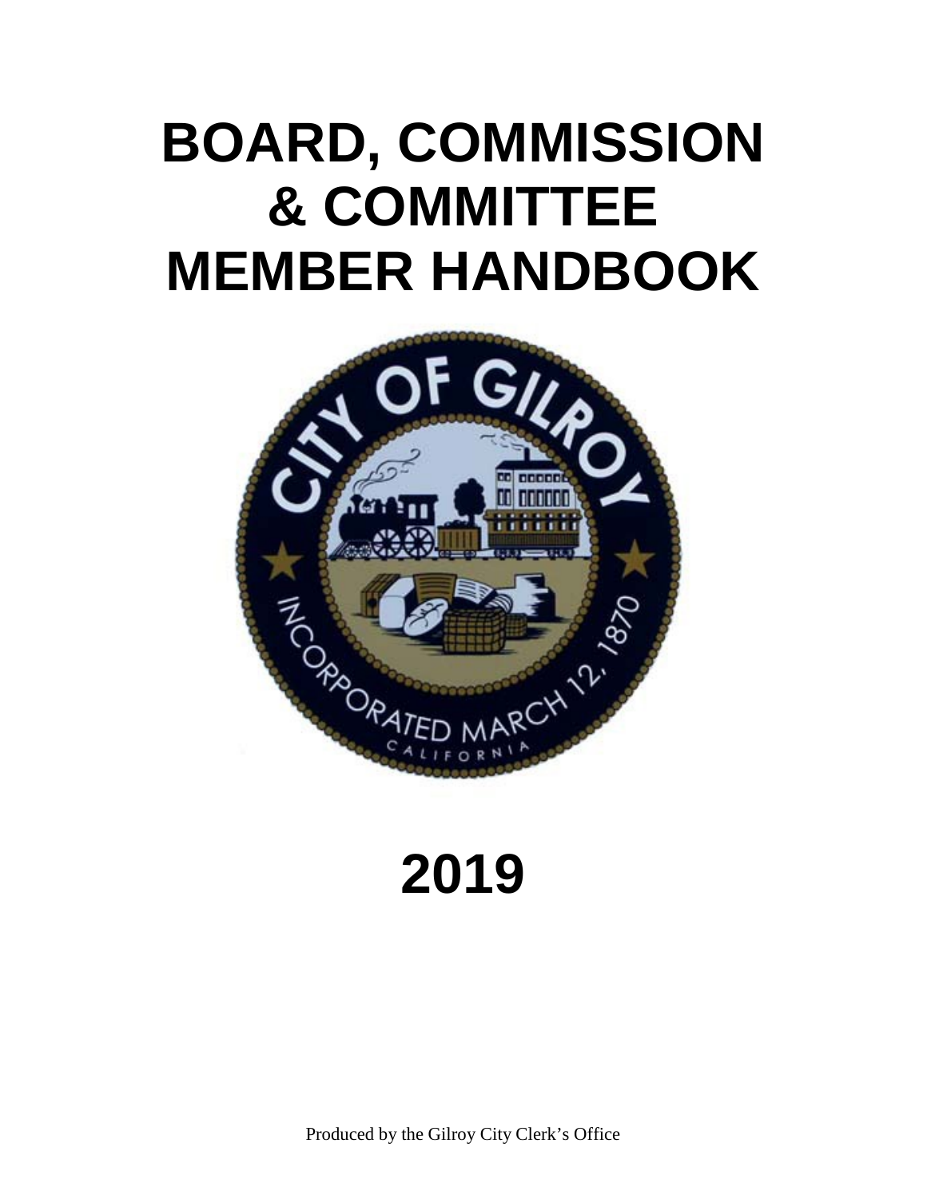# BOARD, COMMISSION & COMMITTEE MEMBER HANDBOOK

# 2019

Produced by the Gilroy City Clerk's Office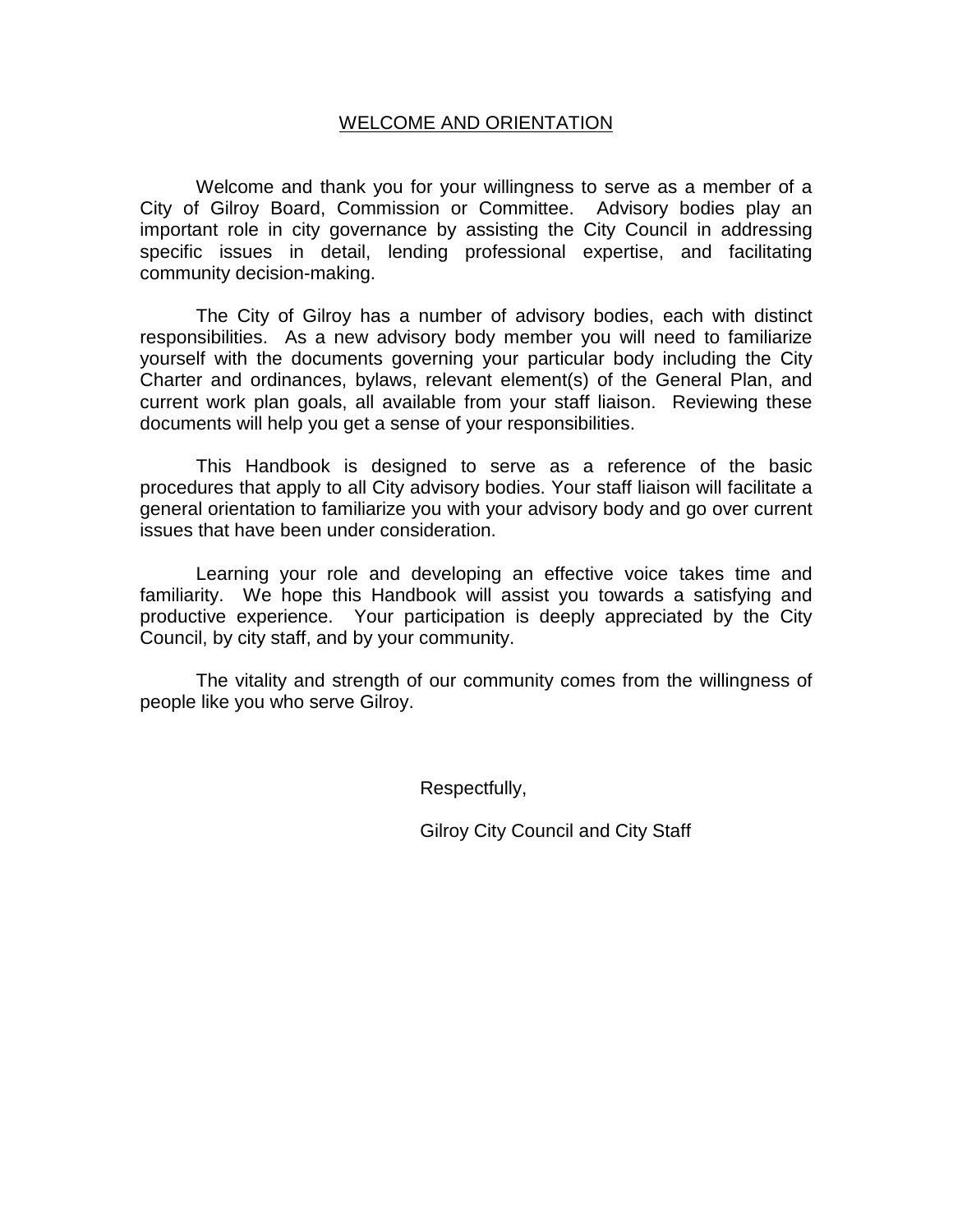## WELCOME AND ORIENTATION

Welcome and thank you for your willingness to serve as a member of a City of Gilroy Board, Commission or Committee. Advisory bodies play an important role in city governance by assisting the City Council in addressing specific issues in detail, lending professional expertise, and facilitating community decision-making.

The City of Gilroy has a number of advisory bodies, each with distinct responsibilities. As a new advisory body member you will need to familiarize yourself with the documents governing your particular body including the City Charter and ordinances, bylaws, relevant element(s) of the General Plan, and current work plan goals, all available from your staff liaison. Reviewing these documents will help you get a sense of your responsibilities.

This Handbook is designed to serve as a reference of the basic procedures that apply to all City advisory bodies. Your staff liaison will facilitate a general orientation to familiarize you with your advisory body and go over current issues that have been under consideration.

Learning your role and developing an effective voice takes time and familiarity. We hope this Handbook will assist you towards a satisfying and productive experience. Your participation is deeply appreciated by the City Council, by city staff, and by your community.

The vitality and strength of our community comes from the willingness of people like you who serve Gilroy.

Respectfully,

Gilroy City Council and City Staff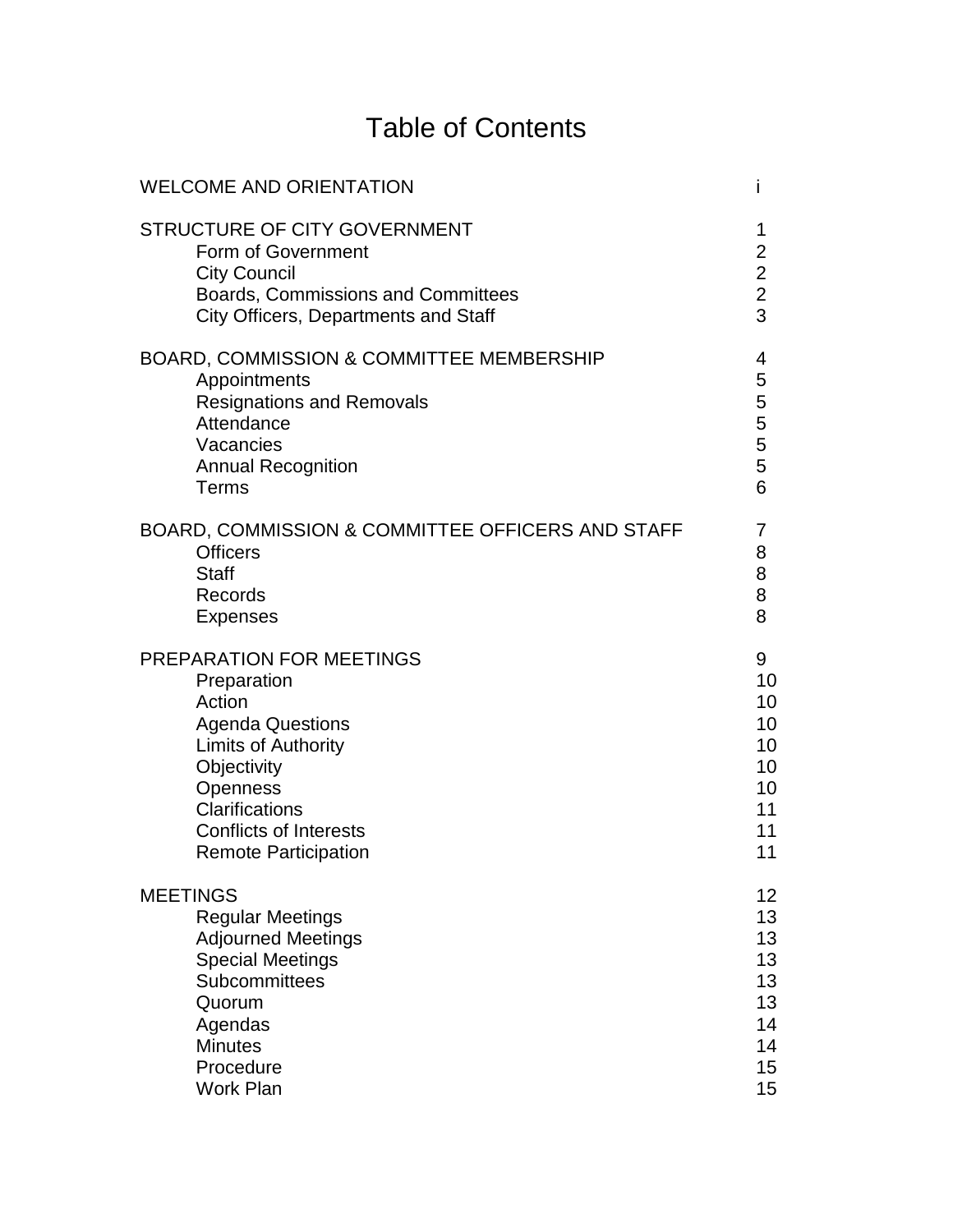# Table of Contents

| | |
|---|---|
| WELCOME AND ORIENTATION | i |
| | |
| STRUCTURE OF CITY GOVERNMENT | 1 |
| Form of Government | 2 |
| City Council | 2 |
| Boards, Commissions and Committees | 2 |
| City Officers, Departments and Staff | 3 |
| | |
| BOARD, COMMISSION & COMMITTEE MEMBERSHIP | 4 |
| Appointments | 5 |
| Resignations and Removals | 5 |
| Attendance | 5 |
| Vacancies | 5 |
| Annual Recognition | 5 |
| Terms | 6 |
| | |
| BOARD, COMMISSION & COMMITTEE OFFICERS AND STAFF | 7 |
| Officers | 8 |
| Staff | 8 |
| Records | 8 |
| Expenses | 8 |
| | |
| PREPARATION FOR MEETINGS | 9 |
| Preparation | 10 |
| Action | 10 |
| Agenda Questions | 10 |
| Limits of Authority | 10 |
| Objectivity | 10 |
| Openness | 10 |
| Clarifications | 11 |
| Conflicts of Interests | 11 |
| Remote Participation | 11 |
| | |
| MEETINGS | 12 |
| Regular Meetings | 13 |
| Adjourned Meetings | 13 |
| Special Meetings | 13 |
| Subcommittees | 13 |
| Quorum | 13 |
| Agendas | 14 |
| Minutes | 14 |
| Procedure | 15 |
| Work Plan | 15 |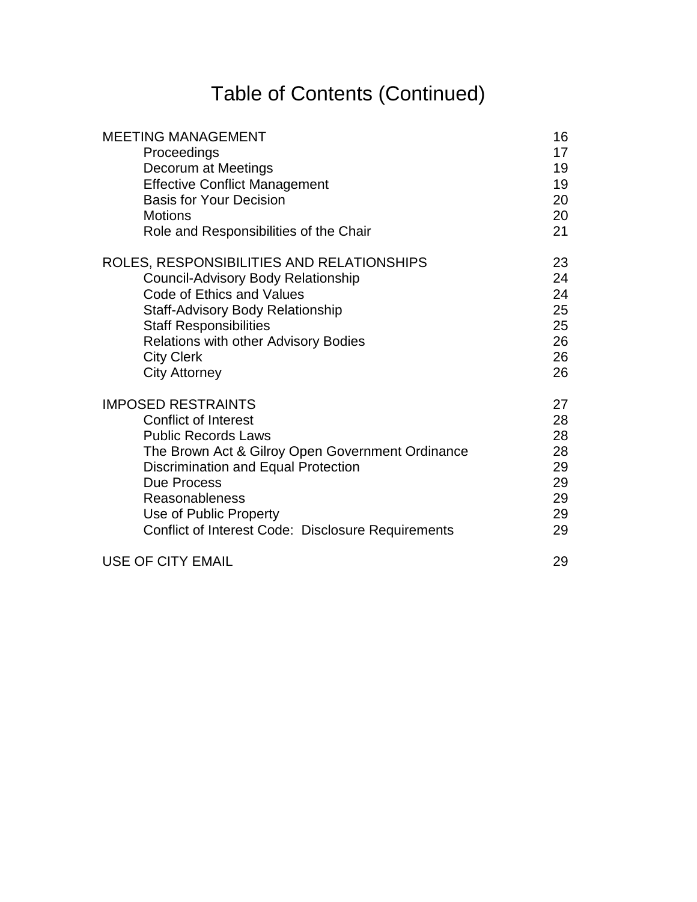# Table of Contents (Continued)

| | |
|---|---|
| MEETING MANAGEMENT | 16 |
| Proceedings | 17 |
| Decorum at Meetings | 19 |
| Effective Conflict Management | 19 |
| Basis for Your Decision | 20 |
| Motions | 20 |
| Role and Responsibilities of the Chair | 21 |
| | |
| ROLES, RESPONSIBILITIES AND RELATIONSHIPS | 23 |
| Council-Advisory Body Relationship | 24 |
| Code of Ethics and Values | 24 |
| Staff-Advisory Body Relationship | 25 |
| Staff Responsibilities | 25 |
| Relations with other Advisory Bodies | 26 |
| City Clerk | 26 |
| City Attorney | 26 |
| | |
| IMPOSED RESTRAINTS | 27 |
| Conflict of Interest | 28 |
| Public Records Laws | 28 |
| The Brown Act & Gilroy Open Government Ordinance | 28 |
| Discrimination and Equal Protection | 29 |
| Due Process | 29 |
| Reasonableness | 29 |
| Use of Public Property | 29 |
| Conflict of Interest Code: Disclosure Requirements | 29 |
| | |
| USE OF CITY EMAIL | 29 |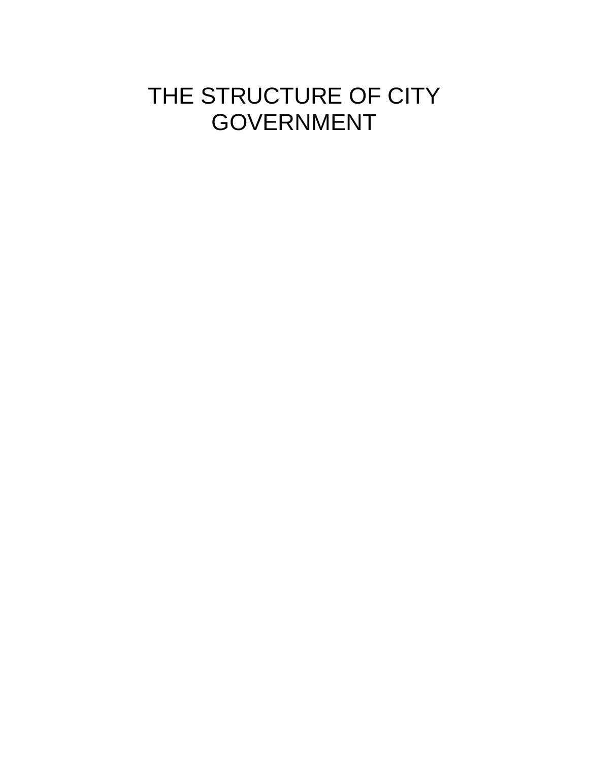# THE STRUCTURE OF CITY GOVERNMENT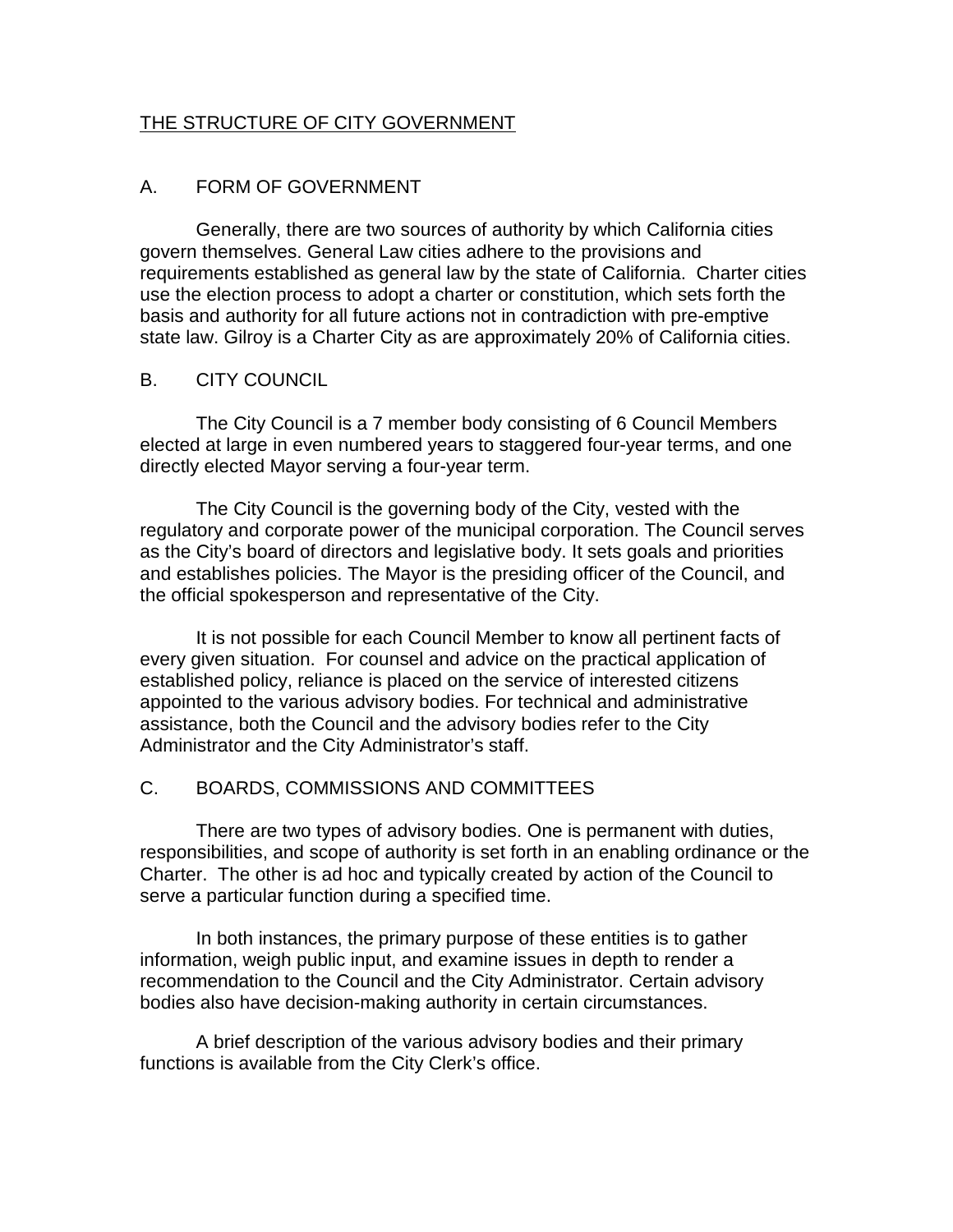## THE STRUCTURE OF CITY GOVERNMENT

### A. FORM OF GOVERNMENT

Generally, there are two sources of authority by which California cities govern themselves. General Law cities adhere to the provisions and requirements established as general law by the state of California. Charter cities use the election process to adopt a charter or constitution, which sets forth the basis and authority for all future actions not in contradiction with pre-emptive state law. Gilroy is a Charter City as are approximately 20% of California cities.

### B. CITY COUNCIL

The City Council is a 7 member body consisting of 6 Council Members elected at large in even numbered years to staggered four-year terms, and one directly elected Mayor serving a four-year term.

The City Council is the governing body of the City, vested with the regulatory and corporate power of the municipal corporation. The Council serves as the City's board of directors and legislative body. It sets goals and priorities and establishes policies. The Mayor is the presiding officer of the Council, and the official spokesperson and representative of the City.

It is not possible for each Council Member to know all pertinent facts of every given situation. For counsel and advice on the practical application of established policy, reliance is placed on the service of interested citizens appointed to the various advisory bodies. For technical and administrative assistance, both the Council and the advisory bodies refer to the City Administrator and the City Administrator's staff.

### C. BOARDS, COMMISSIONS AND COMMITTEES

There are two types of advisory bodies. One is permanent with duties, responsibilities, and scope of authority is set forth in an enabling ordinance or the Charter. The other is ad hoc and typically created by action of the Council to serve a particular function during a specified time.

In both instances, the primary purpose of these entities is to gather information, weigh public input, and examine issues in depth to render a recommendation to the Council and the City Administrator. Certain advisory bodies also have decision-making authority in certain circumstances.

A brief description of the various advisory bodies and their primary functions is available from the City Clerk's office.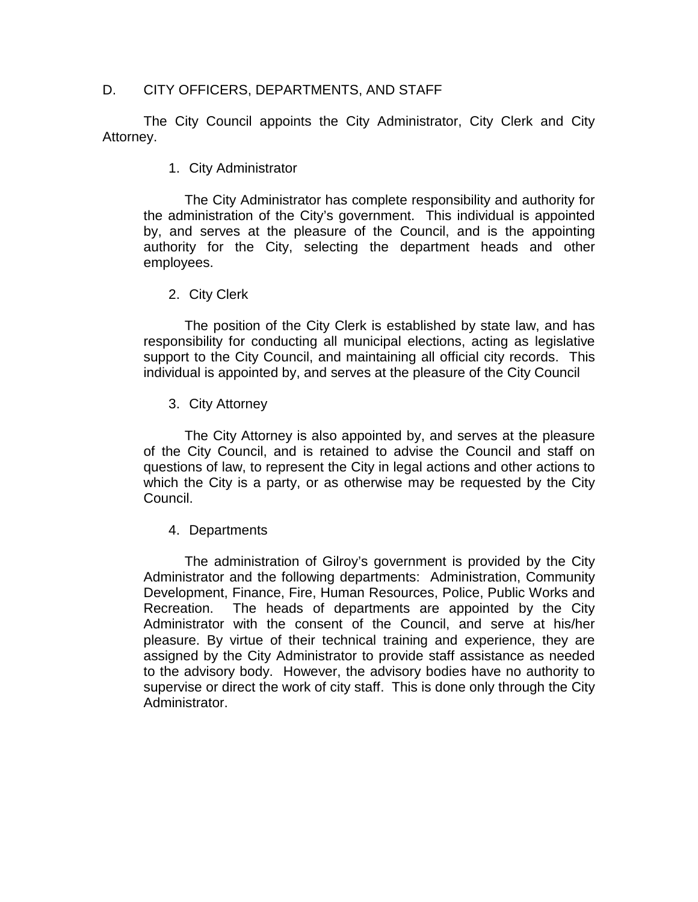## D. CITY OFFICERS, DEPARTMENTS, AND STAFF

The City Council appoints the City Administrator, City Clerk and City Attorney.

### 1. City Administrator

The City Administrator has complete responsibility and authority for the administration of the City's government. This individual is appointed by, and serves at the pleasure of the Council, and is the appointing authority for the City, selecting the department heads and other employees.

### 2. City Clerk

The position of the City Clerk is established by state law, and has responsibility for conducting all municipal elections, acting as legislative support to the City Council, and maintaining all official city records. This individual is appointed by, and serves at the pleasure of the City Council

### 3. City Attorney

The City Attorney is also appointed by, and serves at the pleasure of the City Council, and is retained to advise the Council and staff on questions of law, to represent the City in legal actions and other actions to which the City is a party, or as otherwise may be requested by the City Council.

### 4. Departments

The administration of Gilroy's government is provided by the City Administrator and the following departments: Administration, Community Development, Finance, Fire, Human Resources, Police, Public Works and Recreation. The heads of departments are appointed by the City Administrator with the consent of the Council, and serve at his/her pleasure. By virtue of their technical training and experience, they are assigned by the City Administrator to provide staff assistance as needed to the advisory body. However, the advisory bodies have no authority to supervise or direct the work of city staff. This is done only through the City Administrator.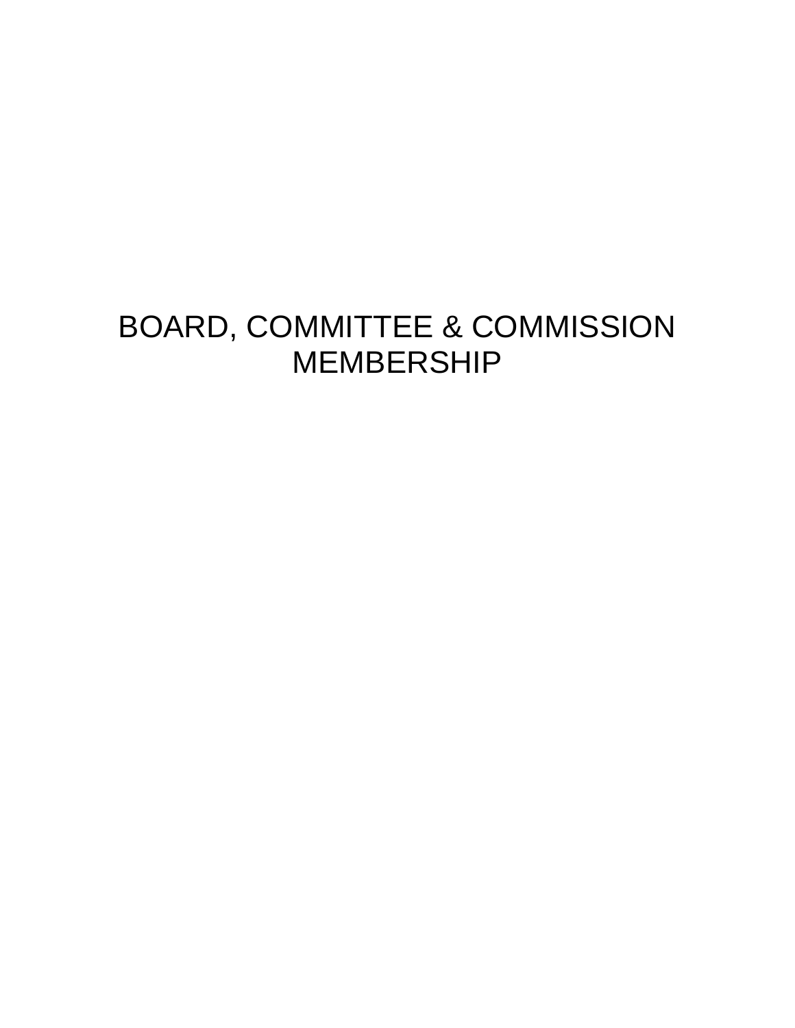# BOARD, COMMITTEE & COMMISSION MEMBERSHIP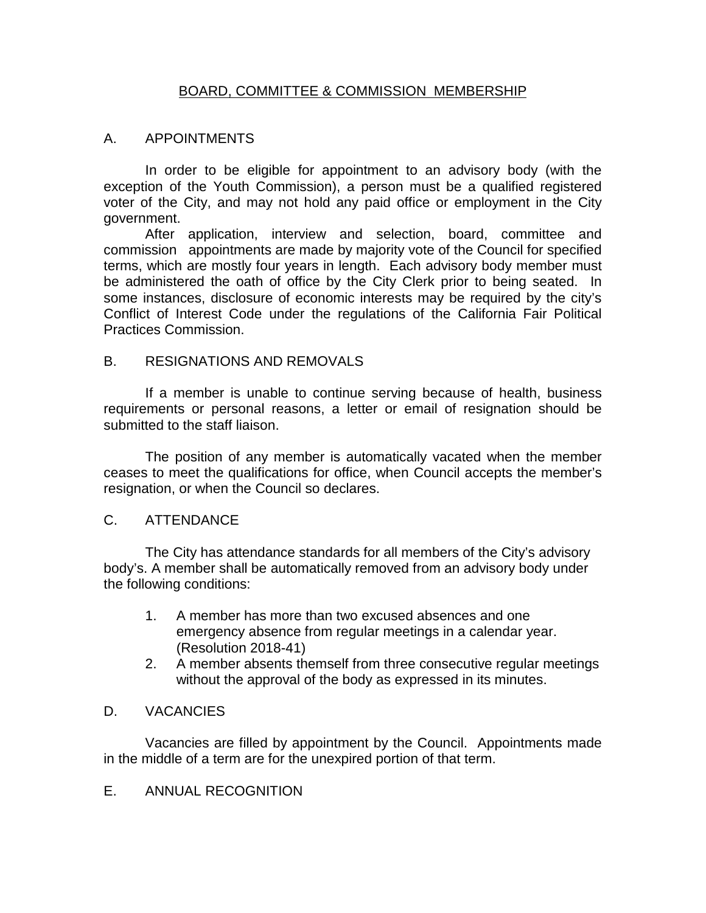## BOARD, COMMITTEE & COMMISSION MEMBERSHIP

### A. APPOINTMENTS

In order to be eligible for appointment to an advisory body (with the exception of the Youth Commission), a person must be a qualified registered voter of the City, and may not hold any paid office or employment in the City government.

After application, interview and selection, board, committee and commission appointments are made by majority vote of the Council for specified terms, which are mostly four years in length. Each advisory body member must be administered the oath of office by the City Clerk prior to being seated. In some instances, disclosure of economic interests may be required by the city's Conflict of Interest Code under the regulations of the California Fair Political Practices Commission.

### B. RESIGNATIONS AND REMOVALS

If a member is unable to continue serving because of health, business requirements or personal reasons, a letter or email of resignation should be submitted to the staff liaison.

The position of any member is automatically vacated when the member ceases to meet the qualifications for office, when Council accepts the member's resignation, or when the Council so declares.

### C. ATTENDANCE

The City has attendance standards for all members of the City's advisory body's. A member shall be automatically removed from an advisory body under the following conditions:

1. A member has more than two excused absences and one emergency absence from regular meetings in a calendar year. (Resolution 2018-41)
2. A member absents themself from three consecutive regular meetings without the approval of the body as expressed in its minutes.

### D. VACANCIES

Vacancies are filled by appointment by the Council. Appointments made in the middle of a term are for the unexpired portion of that term.

### E. ANNUAL RECOGNITION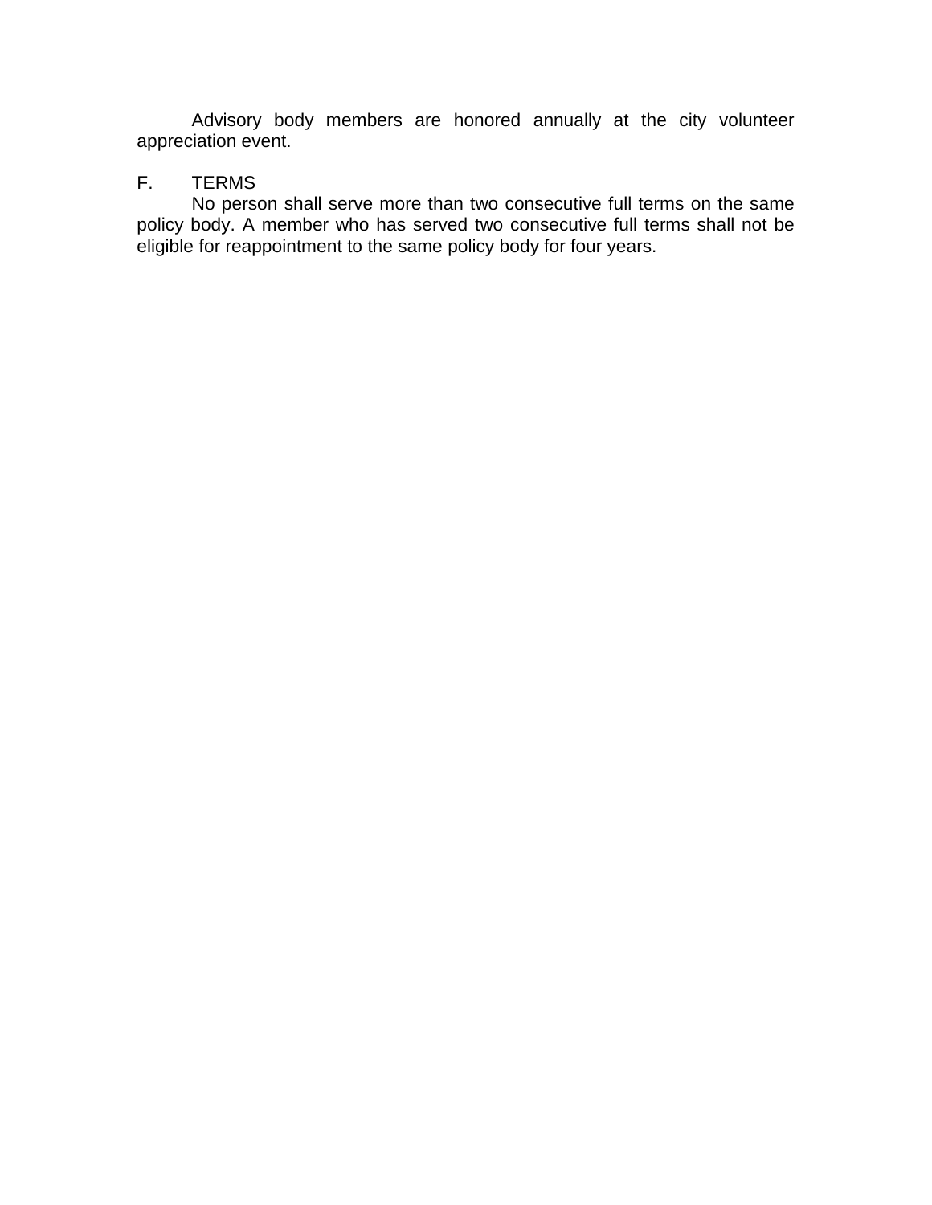Advisory body members are honored annually at the city volunteer appreciation event.

## F. TERMS

No person shall serve more than two consecutive full terms on the same policy body. A member who has served two consecutive full terms shall not be eligible for reappointment to the same policy body for four years.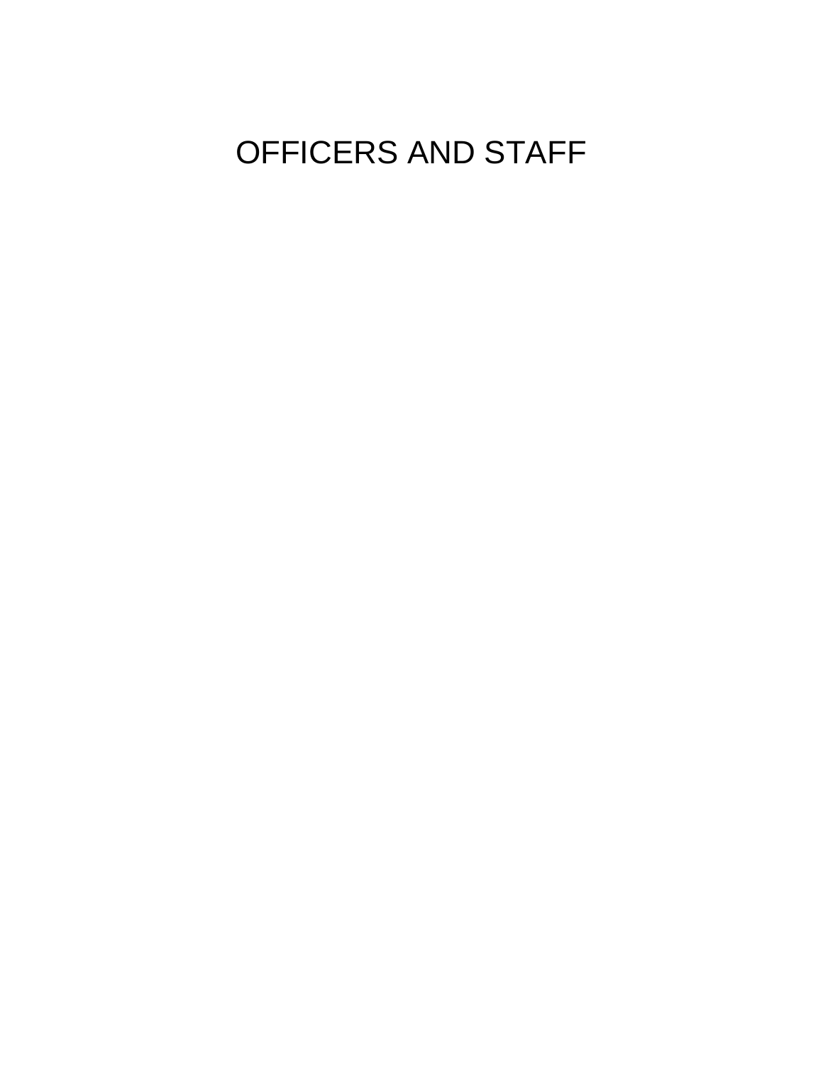# OFFICERS AND STAFF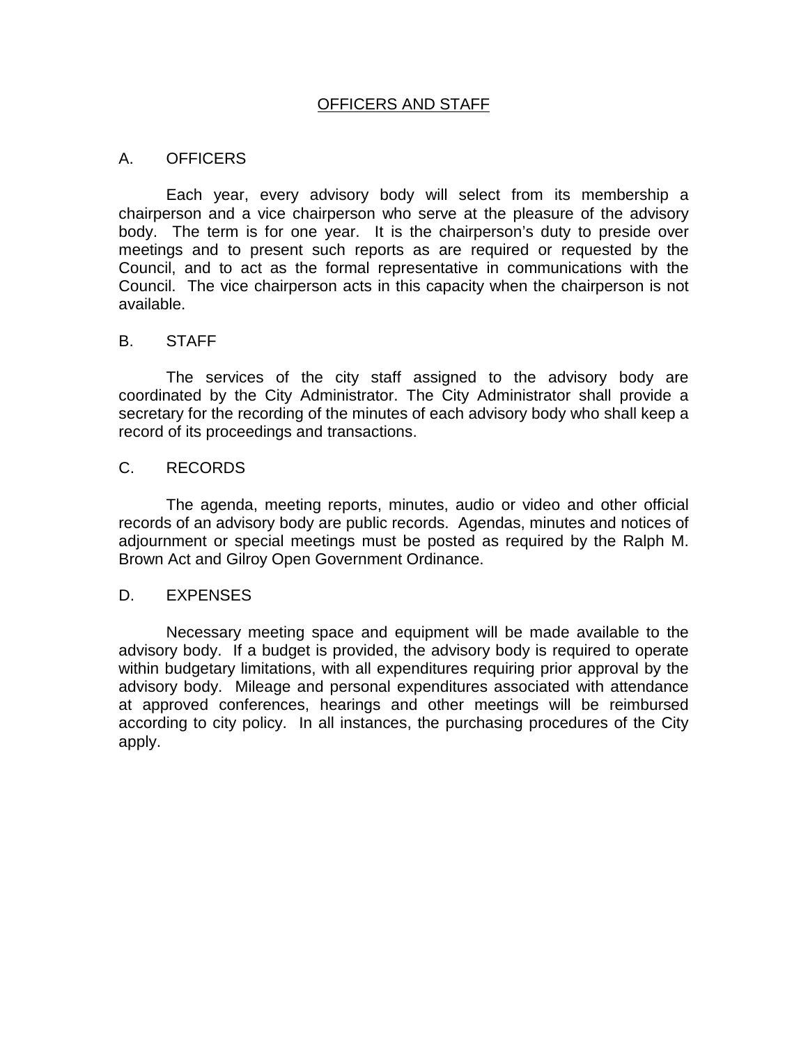## OFFICERS AND STAFF

### A. OFFICERS

Each year, every advisory body will select from its membership a chairperson and a vice chairperson who serve at the pleasure of the advisory body. The term is for one year. It is the chairperson's duty to preside over meetings and to present such reports as are required or requested by the Council, and to act as the formal representative in communications with the Council. The vice chairperson acts in this capacity when the chairperson is not available.

### B. STAFF

The services of the city staff assigned to the advisory body are coordinated by the City Administrator. The City Administrator shall provide a secretary for the recording of the minutes of each advisory body who shall keep a record of its proceedings and transactions.

### C. RECORDS

The agenda, meeting reports, minutes, audio or video and other official records of an advisory body are public records. Agendas, minutes and notices of adjournment or special meetings must be posted as required by the Ralph M. Brown Act and Gilroy Open Government Ordinance.

### D. EXPENSES

Necessary meeting space and equipment will be made available to the advisory body. If a budget is provided, the advisory body is required to operate within budgetary limitations, with all expenditures requiring prior approval by the advisory body. Mileage and personal expenditures associated with attendance at approved conferences, hearings and other meetings will be reimbursed according to city policy. In all instances, the purchasing procedures of the City apply.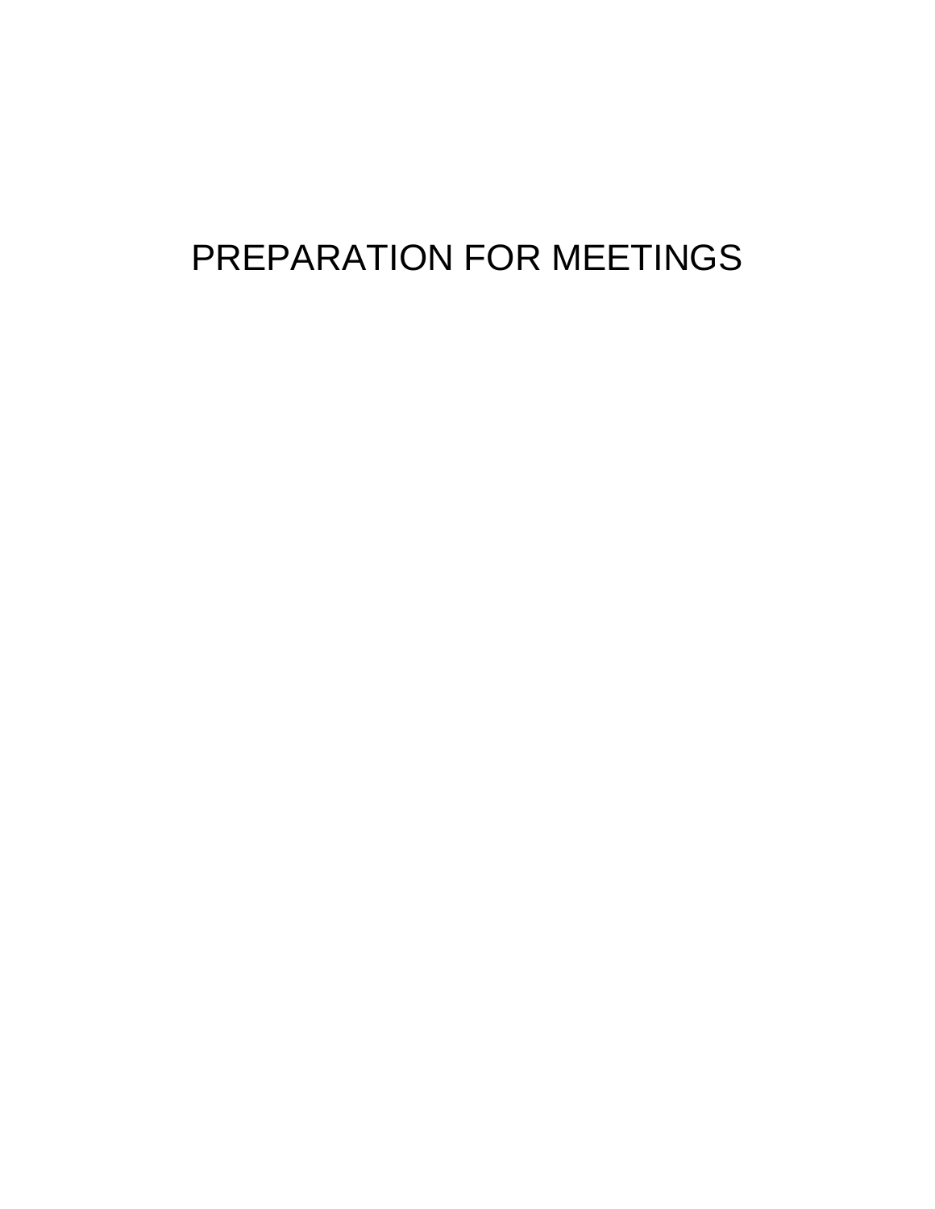# PREPARATION FOR MEETINGS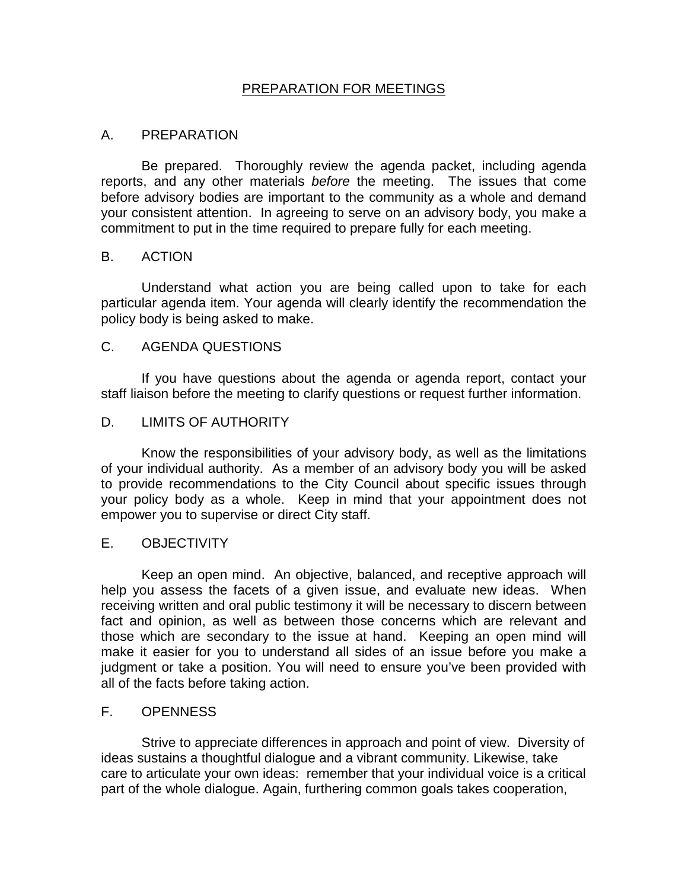## PREPARATION FOR MEETINGS

### A. PREPARATION

Be prepared. Thoroughly review the agenda packet, including agenda reports, and any other materials *before* the meeting. The issues that come before advisory bodies are important to the community as a whole and demand your consistent attention. In agreeing to serve on an advisory body, you make a commitment to put in the time required to prepare fully for each meeting.

### B. ACTION

Understand what action you are being called upon to take for each particular agenda item. Your agenda will clearly identify the recommendation the policy body is being asked to make.

### C. AGENDA QUESTIONS

If you have questions about the agenda or agenda report, contact your staff liaison before the meeting to clarify questions or request further information.

### D. LIMITS OF AUTHORITY

Know the responsibilities of your advisory body, as well as the limitations of your individual authority. As a member of an advisory body you will be asked to provide recommendations to the City Council about specific issues through your policy body as a whole. Keep in mind that your appointment does not empower you to supervise or direct City staff.

### E. OBJECTIVITY

Keep an open mind. An objective, balanced, and receptive approach will help you assess the facets of a given issue, and evaluate new ideas. When receiving written and oral public testimony it will be necessary to discern between fact and opinion, as well as between those concerns which are relevant and those which are secondary to the issue at hand. Keeping an open mind will make it easier for you to understand all sides of an issue before you make a judgment or take a position. You will need to ensure you've been provided with all of the facts before taking action.

### F. OPENNESS

Strive to appreciate differences in approach and point of view. Diversity of ideas sustains a thoughtful dialogue and a vibrant community. Likewise, take care to articulate your own ideas: remember that your individual voice is a critical part of the whole dialogue. Again, furthering common goals takes cooperation,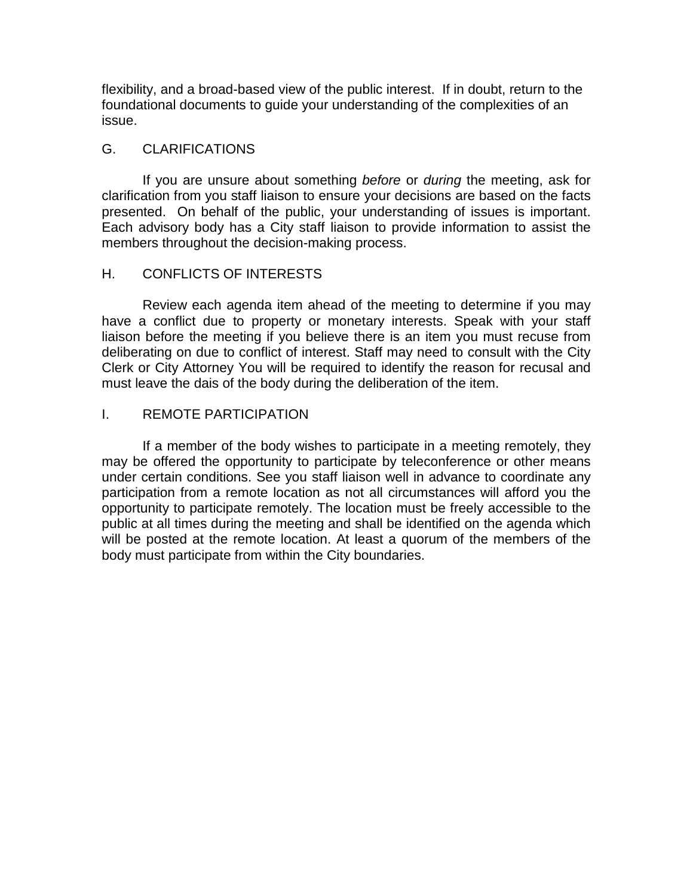flexibility, and a broad-based view of the public interest. If in doubt, return to the foundational documents to guide your understanding of the complexities of an issue.

## G. CLARIFICATIONS

If you are unsure about something *before* or *during* the meeting, ask for clarification from you staff liaison to ensure your decisions are based on the facts presented. On behalf of the public, your understanding of issues is important. Each advisory body has a City staff liaison to provide information to assist the members throughout the decision-making process.

## H. CONFLICTS OF INTERESTS

Review each agenda item ahead of the meeting to determine if you may have a conflict due to property or monetary interests. Speak with your staff liaison before the meeting if you believe there is an item you must recuse from deliberating on due to conflict of interest. Staff may need to consult with the City Clerk or City Attorney You will be required to identify the reason for recusal and must leave the dais of the body during the deliberation of the item.

## I. REMOTE PARTICIPATION

If a member of the body wishes to participate in a meeting remotely, they may be offered the opportunity to participate by teleconference or other means under certain conditions. See you staff liaison well in advance to coordinate any participation from a remote location as not all circumstances will afford you the opportunity to participate remotely. The location must be freely accessible to the public at all times during the meeting and shall be identified on the agenda which will be posted at the remote location. At least a quorum of the members of the body must participate from within the City boundaries.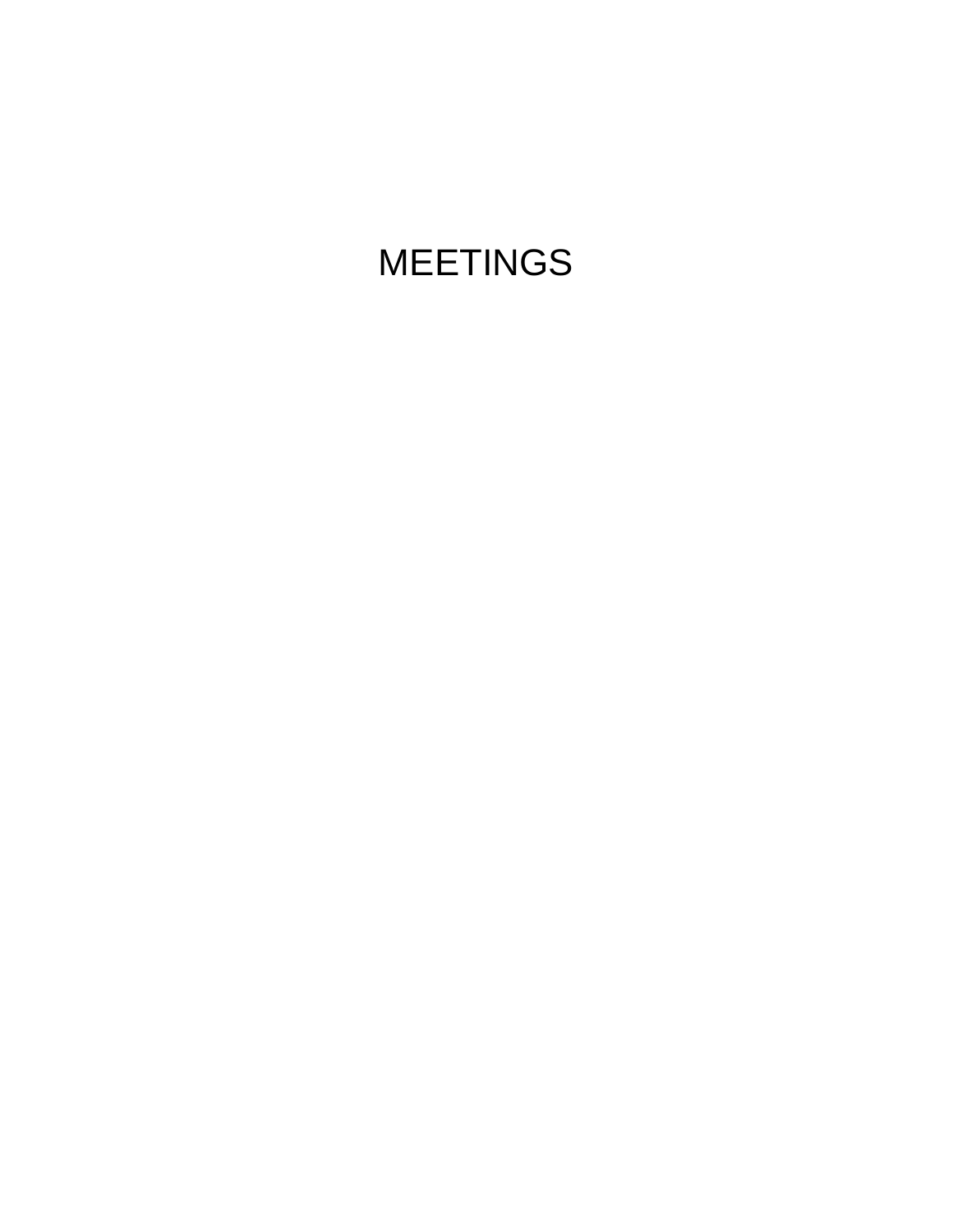# MEETINGS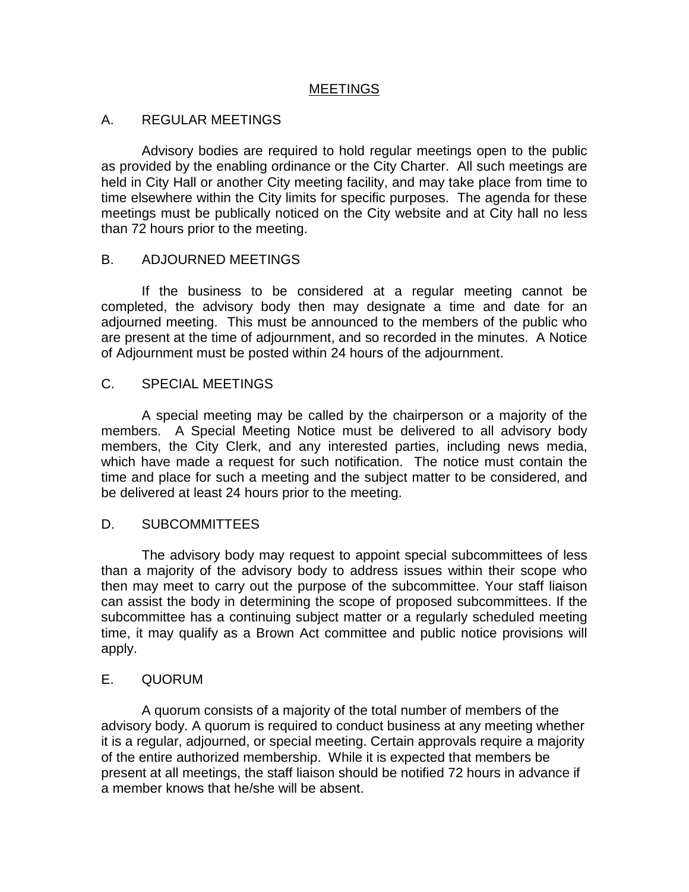# MEETINGS

## A. REGULAR MEETINGS

Advisory bodies are required to hold regular meetings open to the public as provided by the enabling ordinance or the City Charter. All such meetings are held in City Hall or another City meeting facility, and may take place from time to time elsewhere within the City limits for specific purposes. The agenda for these meetings must be publically noticed on the City website and at City hall no less than 72 hours prior to the meeting.

## B. ADJOURNED MEETINGS

If the business to be considered at a regular meeting cannot be completed, the advisory body then may designate a time and date for an adjourned meeting. This must be announced to the members of the public who are present at the time of adjournment, and so recorded in the minutes. A Notice of Adjournment must be posted within 24 hours of the adjournment.

## C. SPECIAL MEETINGS

A special meeting may be called by the chairperson or a majority of the members. A Special Meeting Notice must be delivered to all advisory body members, the City Clerk, and any interested parties, including news media, which have made a request for such notification. The notice must contain the time and place for such a meeting and the subject matter to be considered, and be delivered at least 24 hours prior to the meeting.

## D. SUBCOMMITTEES

The advisory body may request to appoint special subcommittees of less than a majority of the advisory body to address issues within their scope who then may meet to carry out the purpose of the subcommittee. Your staff liaison can assist the body in determining the scope of proposed subcommittees. If the subcommittee has a continuing subject matter or a regularly scheduled meeting time, it may qualify as a Brown Act committee and public notice provisions will apply.

## E. QUORUM

A quorum consists of a majority of the total number of members of the advisory body. A quorum is required to conduct business at any meeting whether it is a regular, adjourned, or special meeting. Certain approvals require a majority of the entire authorized membership. While it is expected that members be present at all meetings, the staff liaison should be notified 72 hours in advance if a member knows that he/she will be absent.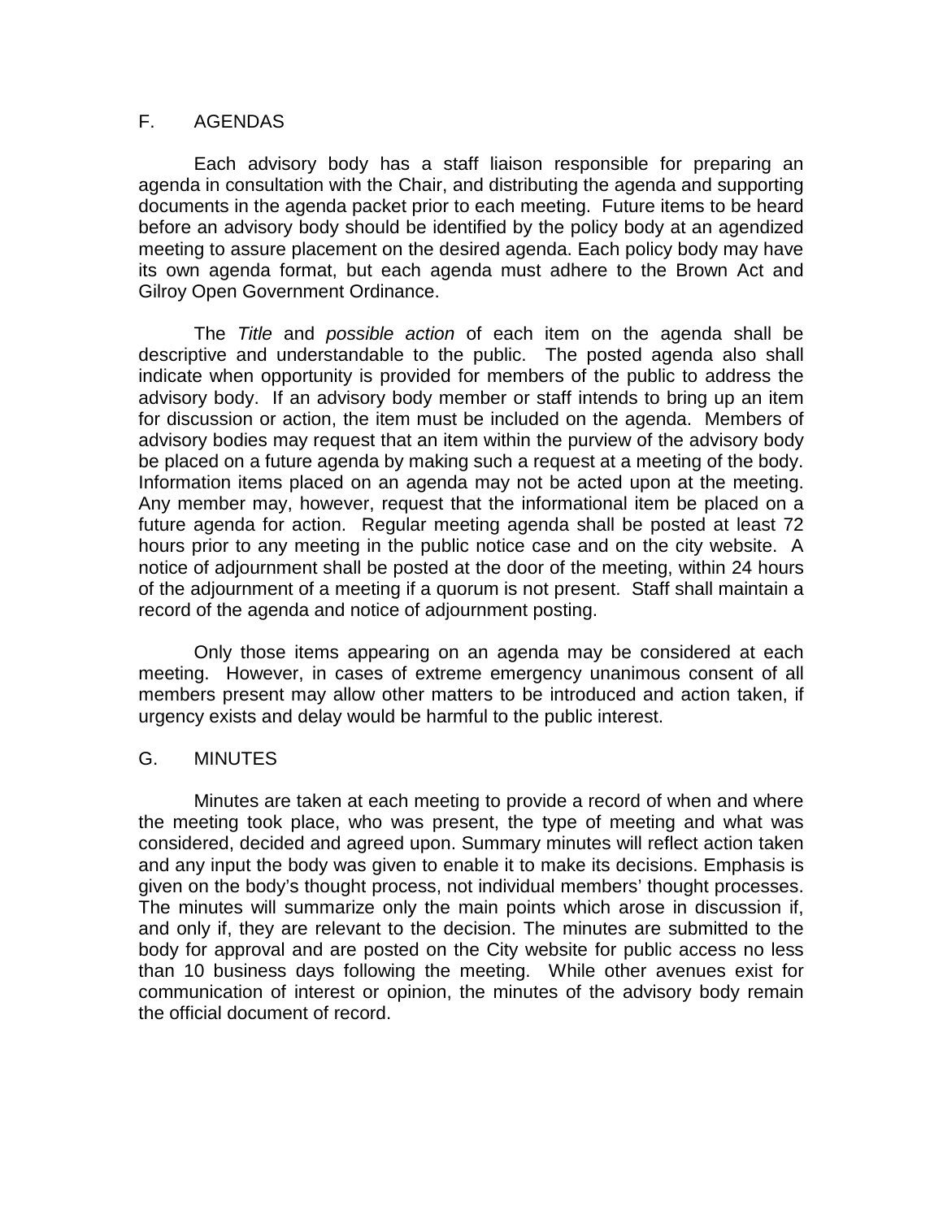## F. AGENDAS

Each advisory body has a staff liaison responsible for preparing an agenda in consultation with the Chair, and distributing the agenda and supporting documents in the agenda packet prior to each meeting. Future items to be heard before an advisory body should be identified by the policy body at an agendized meeting to assure placement on the desired agenda. Each policy body may have its own agenda format, but each agenda must adhere to the Brown Act and Gilroy Open Government Ordinance.

The *Title* and *possible action* of each item on the agenda shall be descriptive and understandable to the public. The posted agenda also shall indicate when opportunity is provided for members of the public to address the advisory body. If an advisory body member or staff intends to bring up an item for discussion or action, the item must be included on the agenda. Members of advisory bodies may request that an item within the purview of the advisory body be placed on a future agenda by making such a request at a meeting of the body. Information items placed on an agenda may not be acted upon at the meeting. Any member may, however, request that the informational item be placed on a future agenda for action. Regular meeting agenda shall be posted at least 72 hours prior to any meeting in the public notice case and on the city website. A notice of adjournment shall be posted at the door of the meeting, within 24 hours of the adjournment of a meeting if a quorum is not present. Staff shall maintain a record of the agenda and notice of adjournment posting.

Only those items appearing on an agenda may be considered at each meeting. However, in cases of extreme emergency unanimous consent of all members present may allow other matters to be introduced and action taken, if urgency exists and delay would be harmful to the public interest.

## G. MINUTES

Minutes are taken at each meeting to provide a record of when and where the meeting took place, who was present, the type of meeting and what was considered, decided and agreed upon. Summary minutes will reflect action taken and any input the body was given to enable it to make its decisions. Emphasis is given on the body's thought process, not individual members' thought processes. The minutes will summarize only the main points which arose in discussion if, and only if, they are relevant to the decision. The minutes are submitted to the body for approval and are posted on the City website for public access no less than 10 business days following the meeting. While other avenues exist for communication of interest or opinion, the minutes of the advisory body remain the official document of record.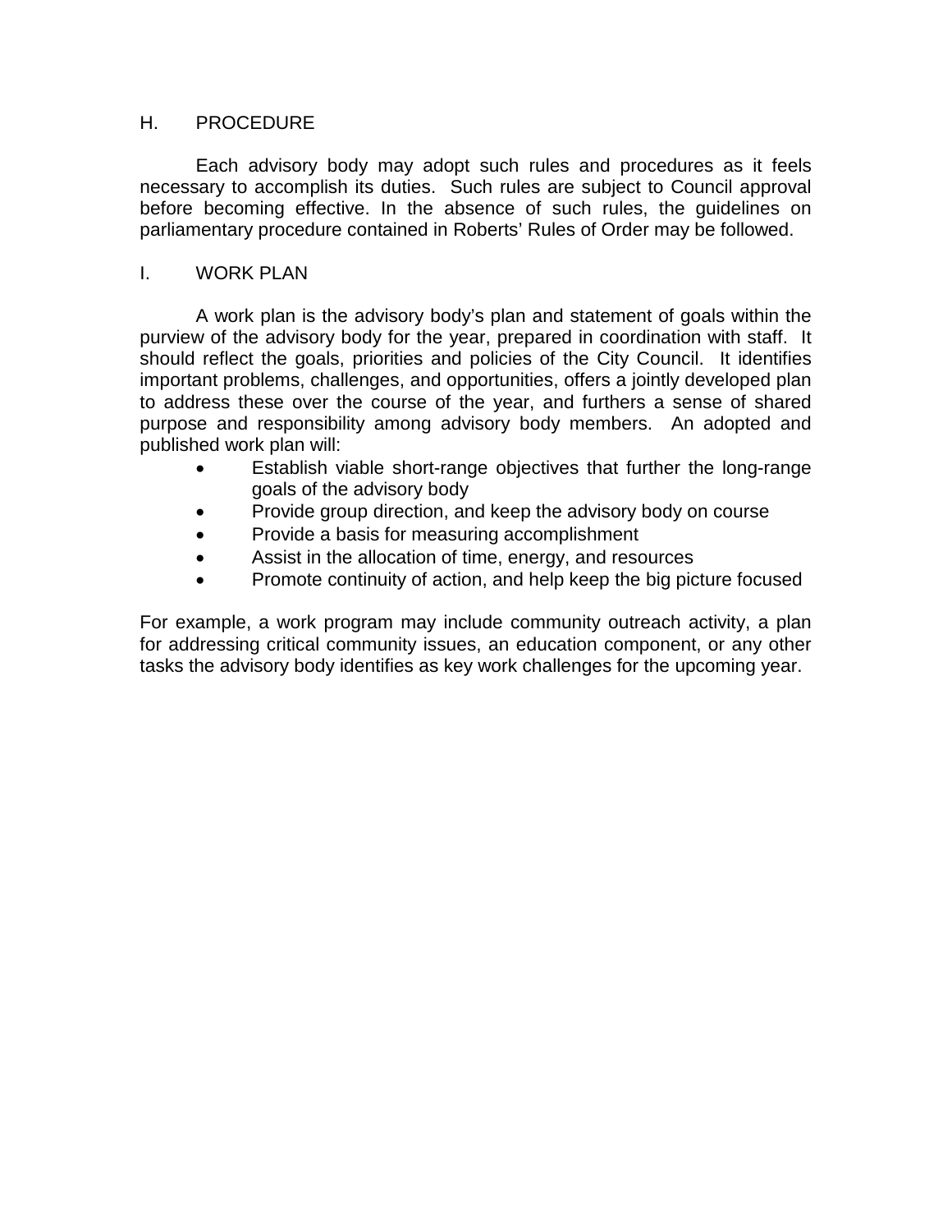## H. PROCEDURE

Each advisory body may adopt such rules and procedures as it feels necessary to accomplish its duties. Such rules are subject to Council approval before becoming effective. In the absence of such rules, the guidelines on parliamentary procedure contained in Roberts' Rules of Order may be followed.

## I. WORK PLAN

A work plan is the advisory body's plan and statement of goals within the purview of the advisory body for the year, prepared in coordination with staff. It should reflect the goals, priorities and policies of the City Council. It identifies important problems, challenges, and opportunities, offers a jointly developed plan to address these over the course of the year, and furthers a sense of shared purpose and responsibility among advisory body members. An adopted and published work plan will:

- Establish viable short-range objectives that further the long-range goals of the advisory body
- Provide group direction, and keep the advisory body on course
- Provide a basis for measuring accomplishment
- Assist in the allocation of time, energy, and resources
- Promote continuity of action, and help keep the big picture focused

For example, a work program may include community outreach activity, a plan for addressing critical community issues, an education component, or any other tasks the advisory body identifies as key work challenges for the upcoming year.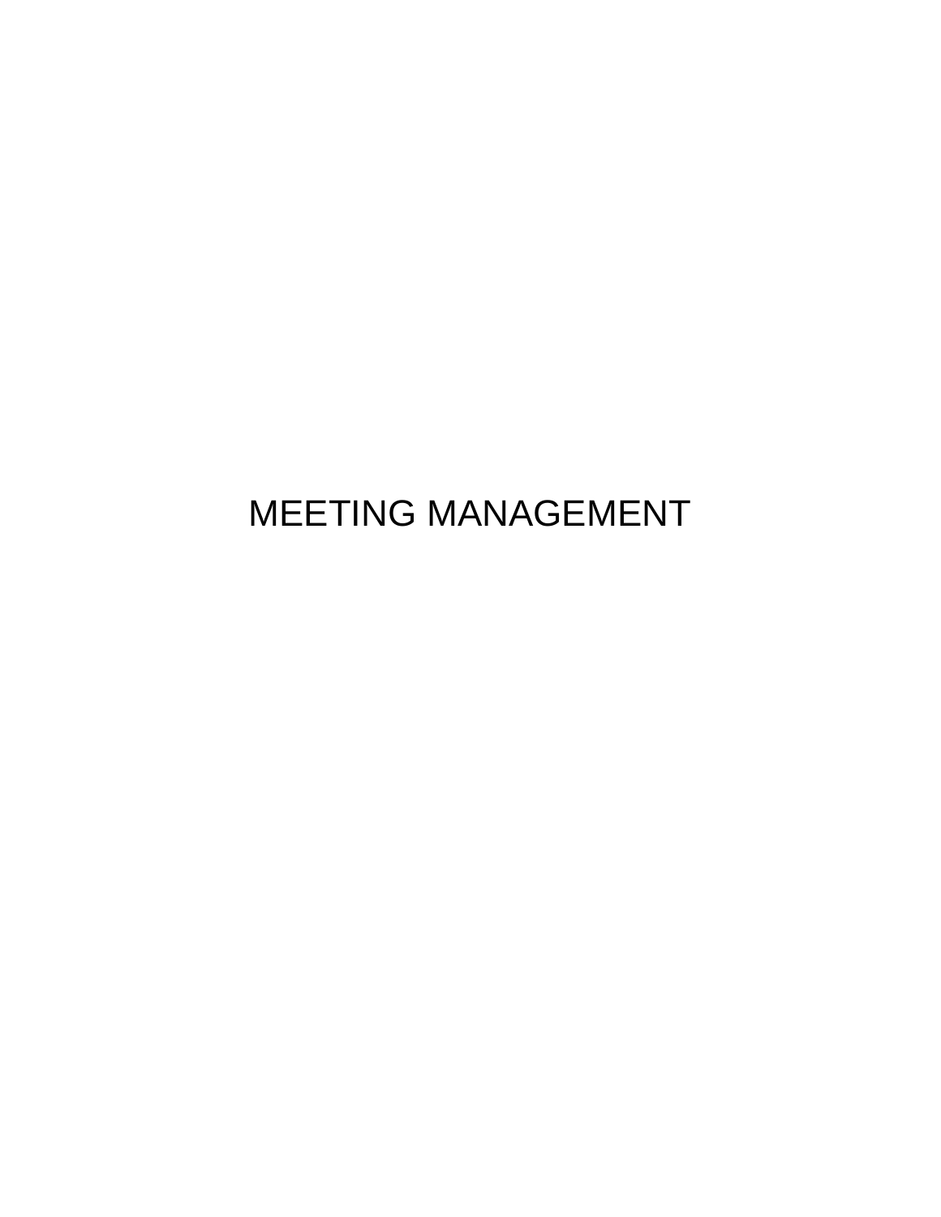# MEETING MANAGEMENT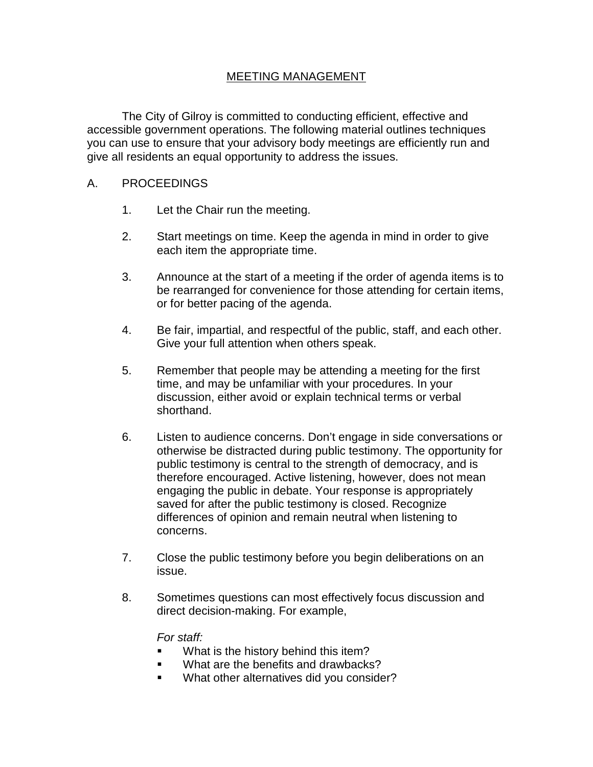# MEETING MANAGEMENT

The City of Gilroy is committed to conducting efficient, effective and accessible government operations. The following material outlines techniques you can use to ensure that your advisory body meetings are efficiently run and give all residents an equal opportunity to address the issues.

## A. PROCEEDINGS

1. Let the Chair run the meeting.

2. Start meetings on time. Keep the agenda in mind in order to give each item the appropriate time.

3. Announce at the start of a meeting if the order of agenda items is to be rearranged for convenience for those attending for certain items, or for better pacing of the agenda.

4. Be fair, impartial, and respectful of the public, staff, and each other. Give your full attention when others speak.

5. Remember that people may be attending a meeting for the first time, and may be unfamiliar with your procedures. In your discussion, either avoid or explain technical terms or verbal shorthand.

6. Listen to audience concerns. Don't engage in side conversations or otherwise be distracted during public testimony. The opportunity for public testimony is central to the strength of democracy, and is therefore encouraged. Active listening, however, does not mean engaging the public in debate. Your response is appropriately saved for after the public testimony is closed. Recognize differences of opinion and remain neutral when listening to concerns.

7. Close the public testimony before you begin deliberations on an issue.

8. Sometimes questions can most effectively focus discussion and direct decision-making. For example,

   *For staff:*
   - What is the history behind this item?
   - What are the benefits and drawbacks?
   - What other alternatives did you consider?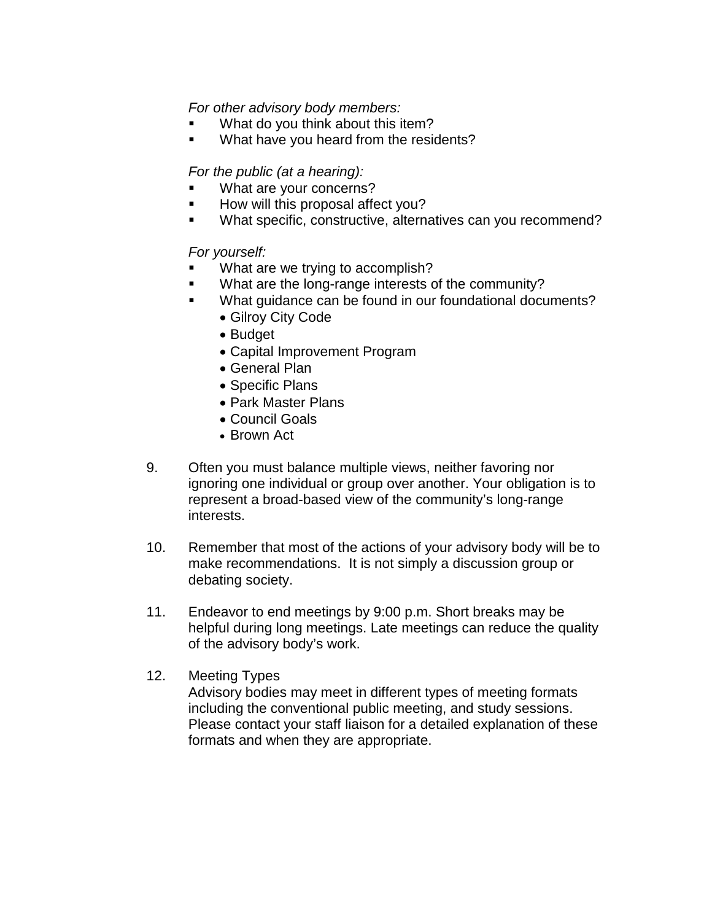*For other advisory body members:*

- What do you think about this item?
- What have you heard from the residents?

*For the public (at a hearing):*

- What are your concerns?
- How will this proposal affect you?
- What specific, constructive, alternatives can you recommend?

*For yourself:*

- What are we trying to accomplish?
- What are the long-range interests of the community?
- What guidance can be found in our foundational documents?
  - Gilroy City Code
  - Budget
  - Capital Improvement Program
  - General Plan
  - Specific Plans
  - Park Master Plans
  - Council Goals
  - Brown Act

9. Often you must balance multiple views, neither favoring nor ignoring one individual or group over another. Your obligation is to represent a broad-based view of the community's long-range interests.

10. Remember that most of the actions of your advisory body will be to make recommendations. It is not simply a discussion group or debating society.

11. Endeavor to end meetings by 9:00 p.m. Short breaks may be helpful during long meetings. Late meetings can reduce the quality of the advisory body's work.

12. Meeting Types
    Advisory bodies may meet in different types of meeting formats including the conventional public meeting, and study sessions. Please contact your staff liaison for a detailed explanation of these formats and when they are appropriate.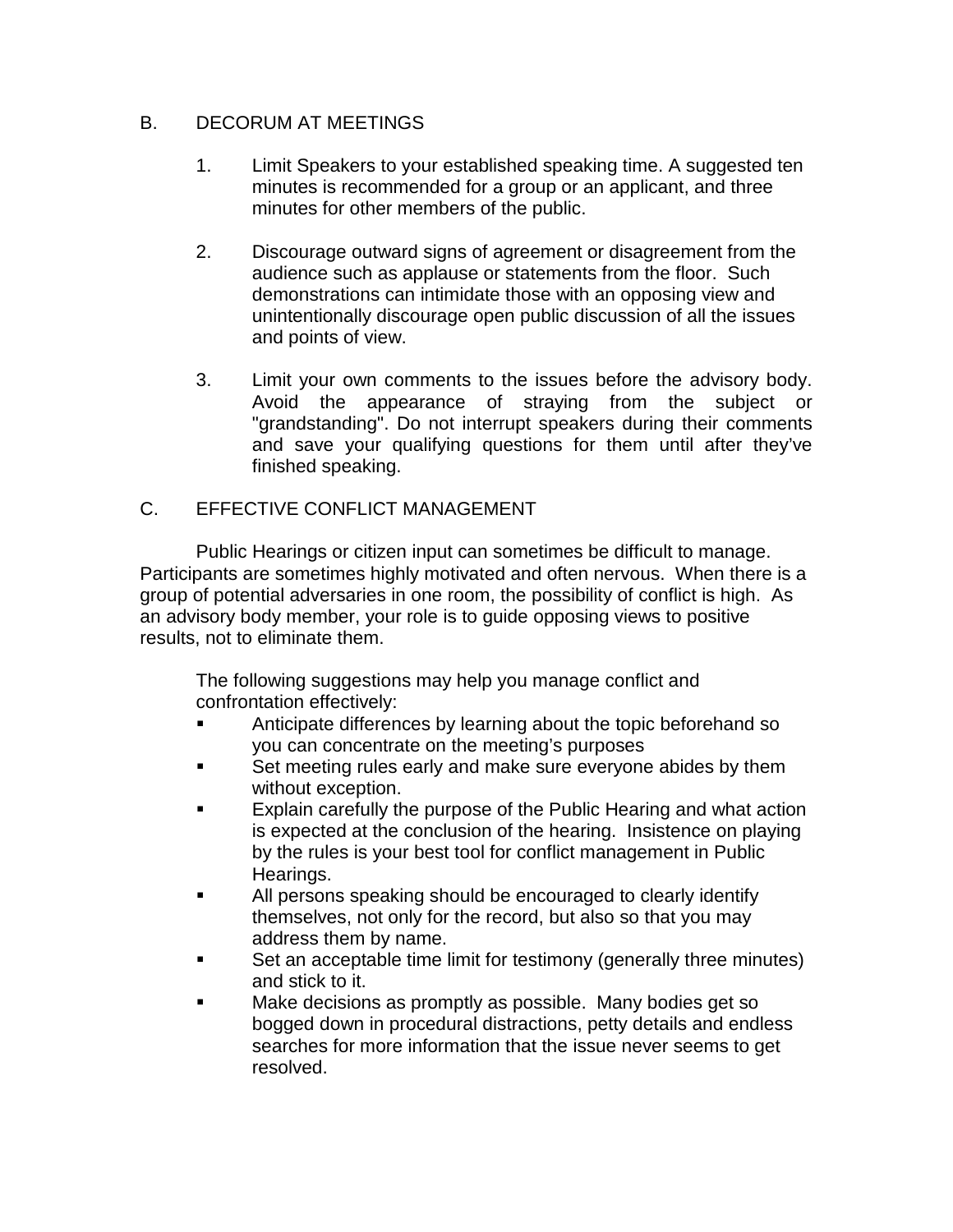## B. DECORUM AT MEETINGS

1. Limit Speakers to your established speaking time. A suggested ten minutes is recommended for a group or an applicant, and three minutes for other members of the public.

2. Discourage outward signs of agreement or disagreement from the audience such as applause or statements from the floor. Such demonstrations can intimidate those with an opposing view and unintentionally discourage open public discussion of all the issues and points of view.

3. Limit your own comments to the issues before the advisory body. Avoid the appearance of straying from the subject or "grandstanding". Do not interrupt speakers during their comments and save your qualifying questions for them until after they've finished speaking.

## C. EFFECTIVE CONFLICT MANAGEMENT

Public Hearings or citizen input can sometimes be difficult to manage. Participants are sometimes highly motivated and often nervous. When there is a group of potential adversaries in one room, the possibility of conflict is high. As an advisory body member, your role is to guide opposing views to positive results, not to eliminate them.

The following suggestions may help you manage conflict and confrontation effectively:

- Anticipate differences by learning about the topic beforehand so you can concentrate on the meeting's purposes
- Set meeting rules early and make sure everyone abides by them without exception.
- Explain carefully the purpose of the Public Hearing and what action is expected at the conclusion of the hearing. Insistence on playing by the rules is your best tool for conflict management in Public Hearings.
- All persons speaking should be encouraged to clearly identify themselves, not only for the record, but also so that you may address them by name.
- Set an acceptable time limit for testimony (generally three minutes) and stick to it.
- Make decisions as promptly as possible. Many bodies get so bogged down in procedural distractions, petty details and endless searches for more information that the issue never seems to get resolved.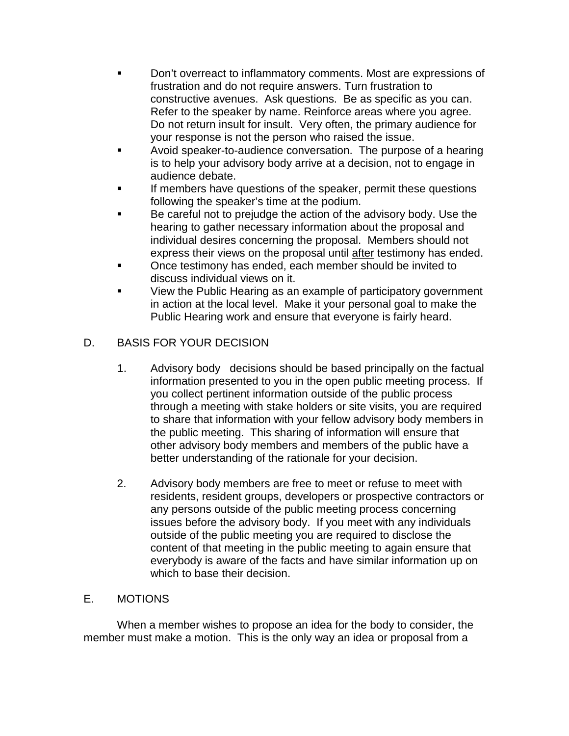- Don't overreact to inflammatory comments. Most are expressions of frustration and do not require answers. Turn frustration to constructive avenues. Ask questions. Be as specific as you can. Refer to the speaker by name. Reinforce areas where you agree. Do not return insult for insult. Very often, the primary audience for your response is not the person who raised the issue.
- Avoid speaker-to-audience conversation. The purpose of a hearing is to help your advisory body arrive at a decision, not to engage in audience debate.
- If members have questions of the speaker, permit these questions following the speaker's time at the podium.
- Be careful not to prejudge the action of the advisory body. Use the hearing to gather necessary information about the proposal and individual desires concerning the proposal. Members should not express their views on the proposal until <u>after</u> testimony has ended.
- Once testimony has ended, each member should be invited to discuss individual views on it.
- View the Public Hearing as an example of participatory government in action at the local level. Make it your personal goal to make the Public Hearing work and ensure that everyone is fairly heard.

## D. BASIS FOR YOUR DECISION

1. Advisory body decisions should be based principally on the factual information presented to you in the open public meeting process. If you collect pertinent information outside of the public process through a meeting with stake holders or site visits, you are required to share that information with your fellow advisory body members in the public meeting. This sharing of information will ensure that other advisory body members and members of the public have a better understanding of the rationale for your decision.

2. Advisory body members are free to meet or refuse to meet with residents, resident groups, developers or prospective contractors or any persons outside of the public meeting process concerning issues before the advisory body. If you meet with any individuals outside of the public meeting you are required to disclose the content of that meeting in the public meeting to again ensure that everybody is aware of the facts and have similar information up on which to base their decision.

## E. MOTIONS

When a member wishes to propose an idea for the body to consider, the member must make a motion. This is the only way an idea or proposal from a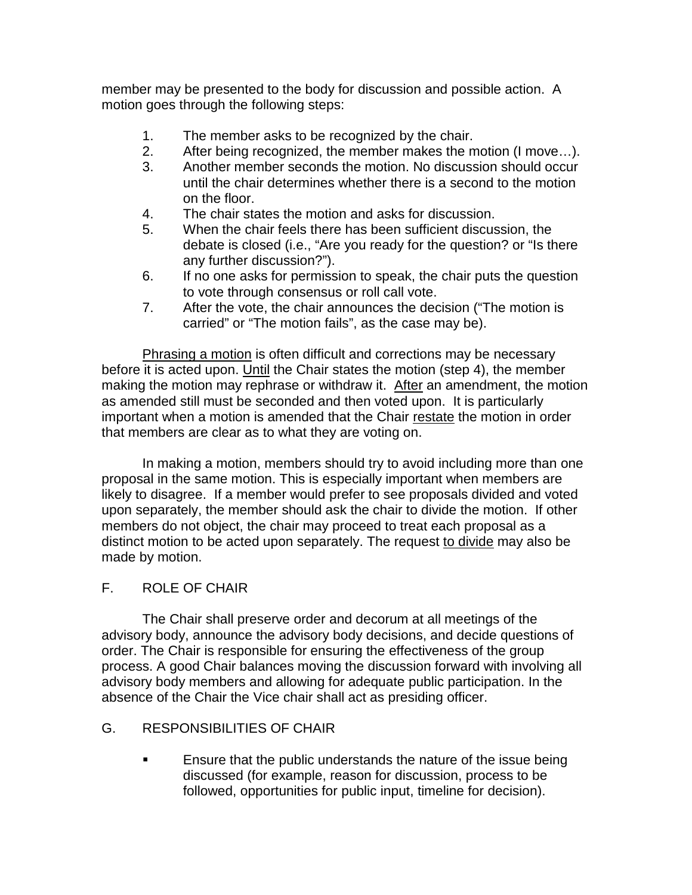member may be presented to the body for discussion and possible action. A motion goes through the following steps:

1. The member asks to be recognized by the chair.
2. After being recognized, the member makes the motion (I move…).
3. Another member seconds the motion. No discussion should occur until the chair determines whether there is a second to the motion on the floor.
4. The chair states the motion and asks for discussion.
5. When the chair feels there has been sufficient discussion, the debate is closed (i.e., "Are you ready for the question? or "Is there any further discussion?").
6. If no one asks for permission to speak, the chair puts the question to vote through consensus or roll call vote.
7. After the vote, the chair announces the decision ("The motion is carried" or "The motion fails", as the case may be).

Phrasing a motion is often difficult and corrections may be necessary before it is acted upon. Until the Chair states the motion (step 4), the member making the motion may rephrase or withdraw it. After an amendment, the motion as amended still must be seconded and then voted upon. It is particularly important when a motion is amended that the Chair restate the motion in order that members are clear as to what they are voting on.

In making a motion, members should try to avoid including more than one proposal in the same motion. This is especially important when members are likely to disagree. If a member would prefer to see proposals divided and voted upon separately, the member should ask the chair to divide the motion. If other members do not object, the chair may proceed to treat each proposal as a distinct motion to be acted upon separately. The request to divide may also be made by motion.

## F. ROLE OF CHAIR

The Chair shall preserve order and decorum at all meetings of the advisory body, announce the advisory body decisions, and decide questions of order. The Chair is responsible for ensuring the effectiveness of the group process. A good Chair balances moving the discussion forward with involving all advisory body members and allowing for adequate public participation. In the absence of the Chair the Vice chair shall act as presiding officer.

## G. RESPONSIBILITIES OF CHAIR

- Ensure that the public understands the nature of the issue being discussed (for example, reason for discussion, process to be followed, opportunities for public input, timeline for decision).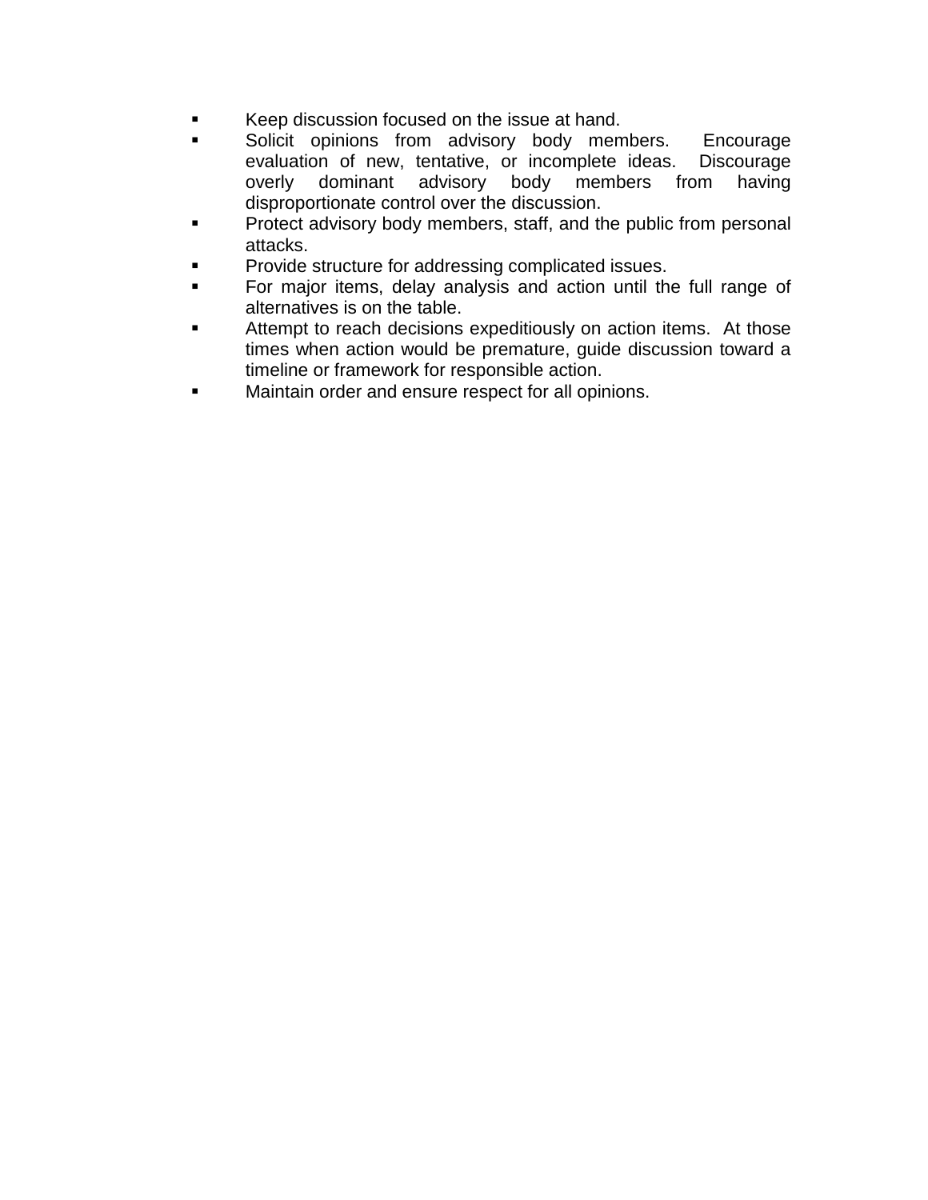- Keep discussion focused on the issue at hand.
- Solicit opinions from advisory body members. Encourage evaluation of new, tentative, or incomplete ideas. Discourage overly dominant advisory body members from having disproportionate control over the discussion.
- Protect advisory body members, staff, and the public from personal attacks.
- Provide structure for addressing complicated issues.
- For major items, delay analysis and action until the full range of alternatives is on the table.
- Attempt to reach decisions expeditiously on action items. At those times when action would be premature, guide discussion toward a timeline or framework for responsible action.
- Maintain order and ensure respect for all opinions.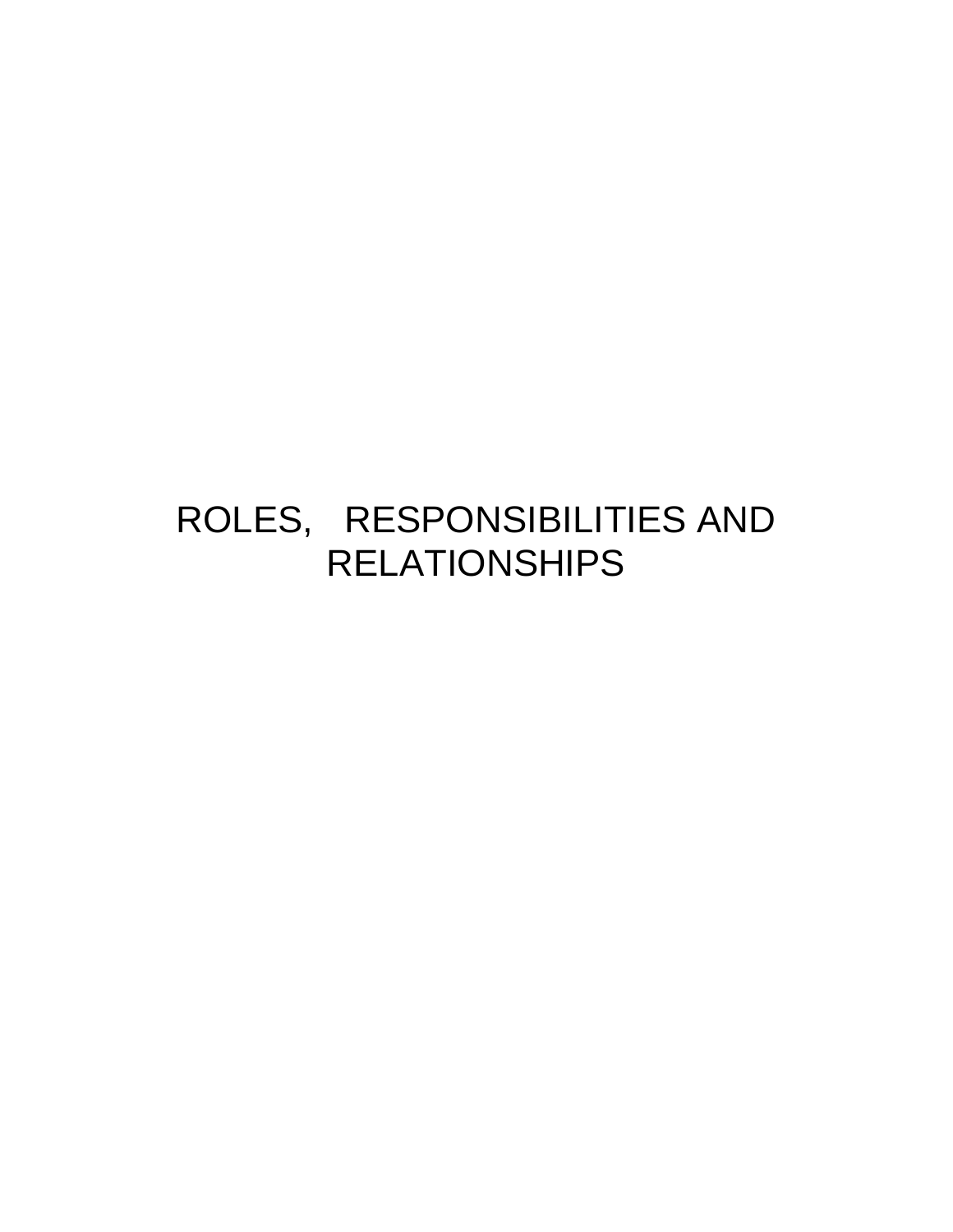# ROLES, RESPONSIBILITIES AND RELATIONSHIPS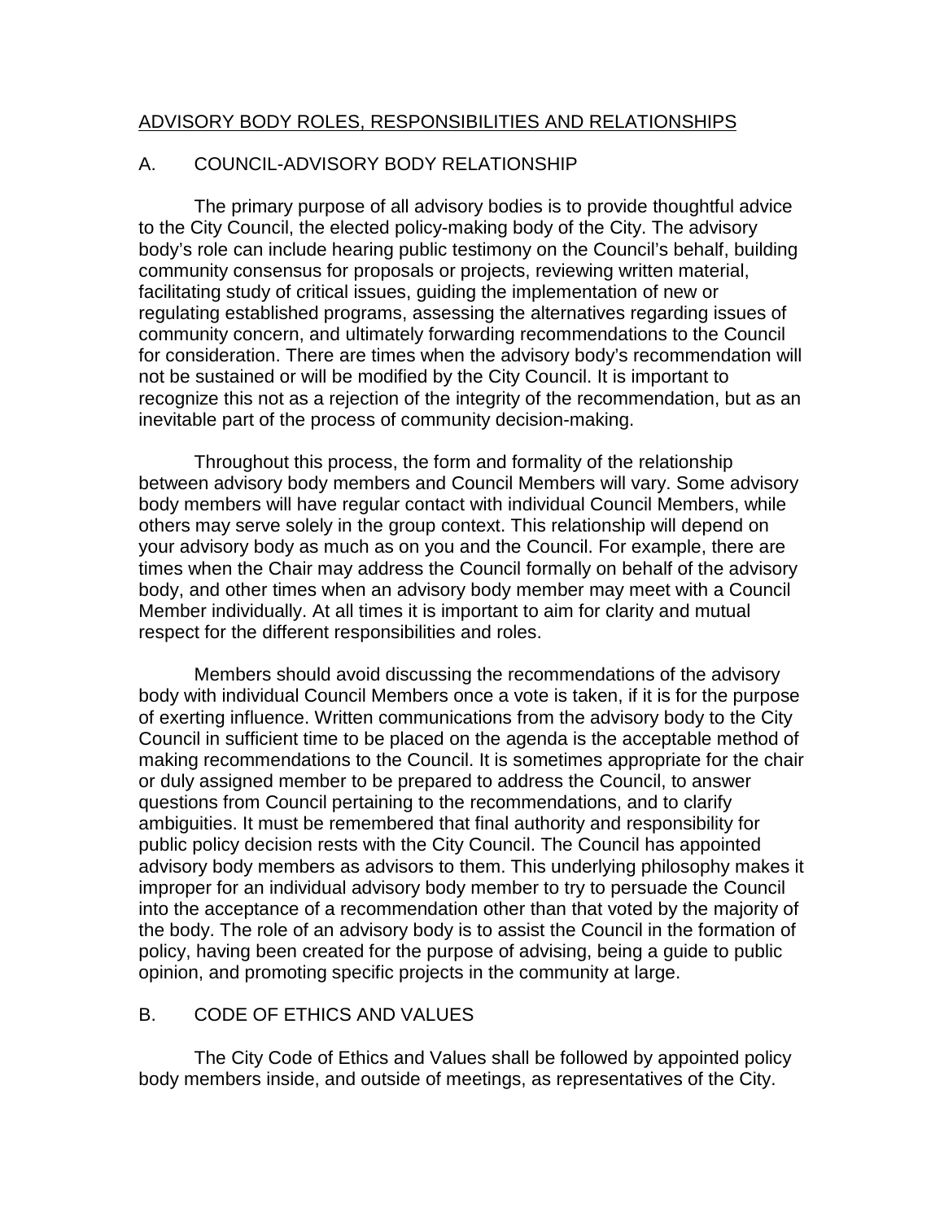## ADVISORY BODY ROLES, RESPONSIBILITIES AND RELATIONSHIPS

### A. COUNCIL-ADVISORY BODY RELATIONSHIP

The primary purpose of all advisory bodies is to provide thoughtful advice to the City Council, the elected policy-making body of the City. The advisory body's role can include hearing public testimony on the Council's behalf, building community consensus for proposals or projects, reviewing written material, facilitating study of critical issues, guiding the implementation of new or regulating established programs, assessing the alternatives regarding issues of community concern, and ultimately forwarding recommendations to the Council for consideration. There are times when the advisory body's recommendation will not be sustained or will be modified by the City Council. It is important to recognize this not as a rejection of the integrity of the recommendation, but as an inevitable part of the process of community decision-making.

Throughout this process, the form and formality of the relationship between advisory body members and Council Members will vary. Some advisory body members will have regular contact with individual Council Members, while others may serve solely in the group context. This relationship will depend on your advisory body as much as on you and the Council. For example, there are times when the Chair may address the Council formally on behalf of the advisory body, and other times when an advisory body member may meet with a Council Member individually. At all times it is important to aim for clarity and mutual respect for the different responsibilities and roles.

Members should avoid discussing the recommendations of the advisory body with individual Council Members once a vote is taken, if it is for the purpose of exerting influence. Written communications from the advisory body to the City Council in sufficient time to be placed on the agenda is the acceptable method of making recommendations to the Council. It is sometimes appropriate for the chair or duly assigned member to be prepared to address the Council, to answer questions from Council pertaining to the recommendations, and to clarify ambiguities. It must be remembered that final authority and responsibility for public policy decision rests with the City Council. The Council has appointed advisory body members as advisors to them. This underlying philosophy makes it improper for an individual advisory body member to try to persuade the Council into the acceptance of a recommendation other than that voted by the majority of the body. The role of an advisory body is to assist the Council in the formation of policy, having been created for the purpose of advising, being a guide to public opinion, and promoting specific projects in the community at large.

### B. CODE OF ETHICS AND VALUES

The City Code of Ethics and Values shall be followed by appointed policy body members inside, and outside of meetings, as representatives of the City.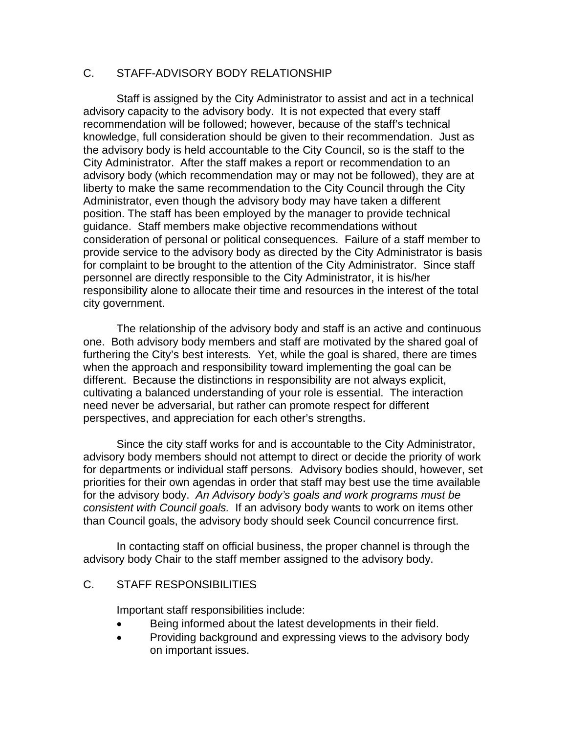## C. STAFF-ADVISORY BODY RELATIONSHIP

Staff is assigned by the City Administrator to assist and act in a technical advisory capacity to the advisory body. It is not expected that every staff recommendation will be followed; however, because of the staff's technical knowledge, full consideration should be given to their recommendation. Just as the advisory body is held accountable to the City Council, so is the staff to the City Administrator. After the staff makes a report or recommendation to an advisory body (which recommendation may or may not be followed), they are at liberty to make the same recommendation to the City Council through the City Administrator, even though the advisory body may have taken a different position. The staff has been employed by the manager to provide technical guidance. Staff members make objective recommendations without consideration of personal or political consequences. Failure of a staff member to provide service to the advisory body as directed by the City Administrator is basis for complaint to be brought to the attention of the City Administrator. Since staff personnel are directly responsible to the City Administrator, it is his/her responsibility alone to allocate their time and resources in the interest of the total city government.

The relationship of the advisory body and staff is an active and continuous one. Both advisory body members and staff are motivated by the shared goal of furthering the City's best interests. Yet, while the goal is shared, there are times when the approach and responsibility toward implementing the goal can be different. Because the distinctions in responsibility are not always explicit, cultivating a balanced understanding of your role is essential. The interaction need never be adversarial, but rather can promote respect for different perspectives, and appreciation for each other's strengths.

Since the city staff works for and is accountable to the City Administrator, advisory body members should not attempt to direct or decide the priority of work for departments or individual staff persons. Advisory bodies should, however, set priorities for their own agendas in order that staff may best use the time available for the advisory body. *An Advisory body's goals and work programs must be consistent with Council goals.* If an advisory body wants to work on items other than Council goals, the advisory body should seek Council concurrence first.

In contacting staff on official business, the proper channel is through the advisory body Chair to the staff member assigned to the advisory body.

## C. STAFF RESPONSIBILITIES

Important staff responsibilities include:

- Being informed about the latest developments in their field.
- Providing background and expressing views to the advisory body on important issues.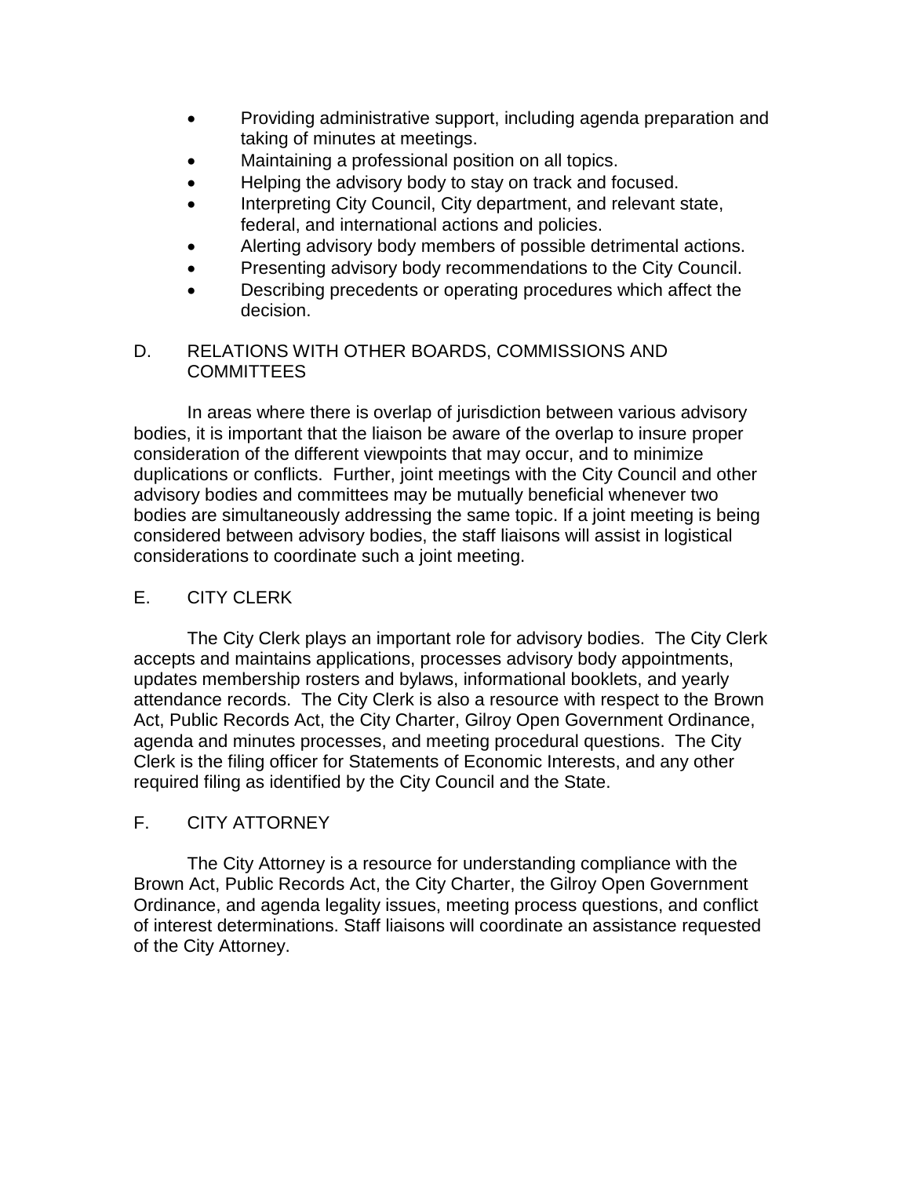- Providing administrative support, including agenda preparation and taking of minutes at meetings.
- Maintaining a professional position on all topics.
- Helping the advisory body to stay on track and focused.
- Interpreting City Council, City department, and relevant state, federal, and international actions and policies.
- Alerting advisory body members of possible detrimental actions.
- Presenting advisory body recommendations to the City Council.
- Describing precedents or operating procedures which affect the decision.

## D. RELATIONS WITH OTHER BOARDS, COMMISSIONS AND COMMITTEES

In areas where there is overlap of jurisdiction between various advisory bodies, it is important that the liaison be aware of the overlap to insure proper consideration of the different viewpoints that may occur, and to minimize duplications or conflicts. Further, joint meetings with the City Council and other advisory bodies and committees may be mutually beneficial whenever two bodies are simultaneously addressing the same topic. If a joint meeting is being considered between advisory bodies, the staff liaisons will assist in logistical considerations to coordinate such a joint meeting.

## E. CITY CLERK

The City Clerk plays an important role for advisory bodies. The City Clerk accepts and maintains applications, processes advisory body appointments, updates membership rosters and bylaws, informational booklets, and yearly attendance records. The City Clerk is also a resource with respect to the Brown Act, Public Records Act, the City Charter, Gilroy Open Government Ordinance, agenda and minutes processes, and meeting procedural questions. The City Clerk is the filing officer for Statements of Economic Interests, and any other required filing as identified by the City Council and the State.

## F. CITY ATTORNEY

The City Attorney is a resource for understanding compliance with the Brown Act, Public Records Act, the City Charter, the Gilroy Open Government Ordinance, and agenda legality issues, meeting process questions, and conflict of interest determinations. Staff liaisons will coordinate an assistance requested of the City Attorney.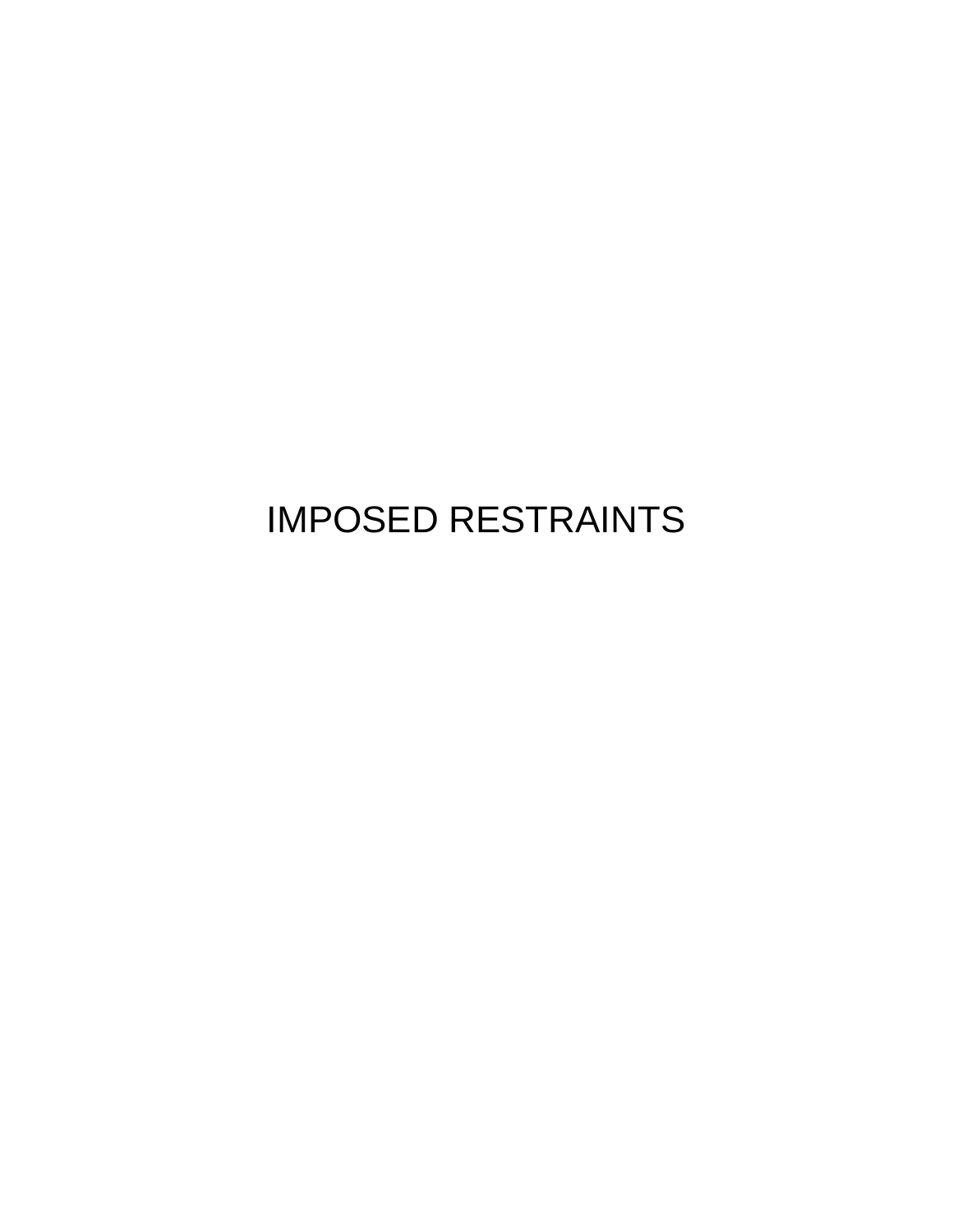# IMPOSED RESTRAINTS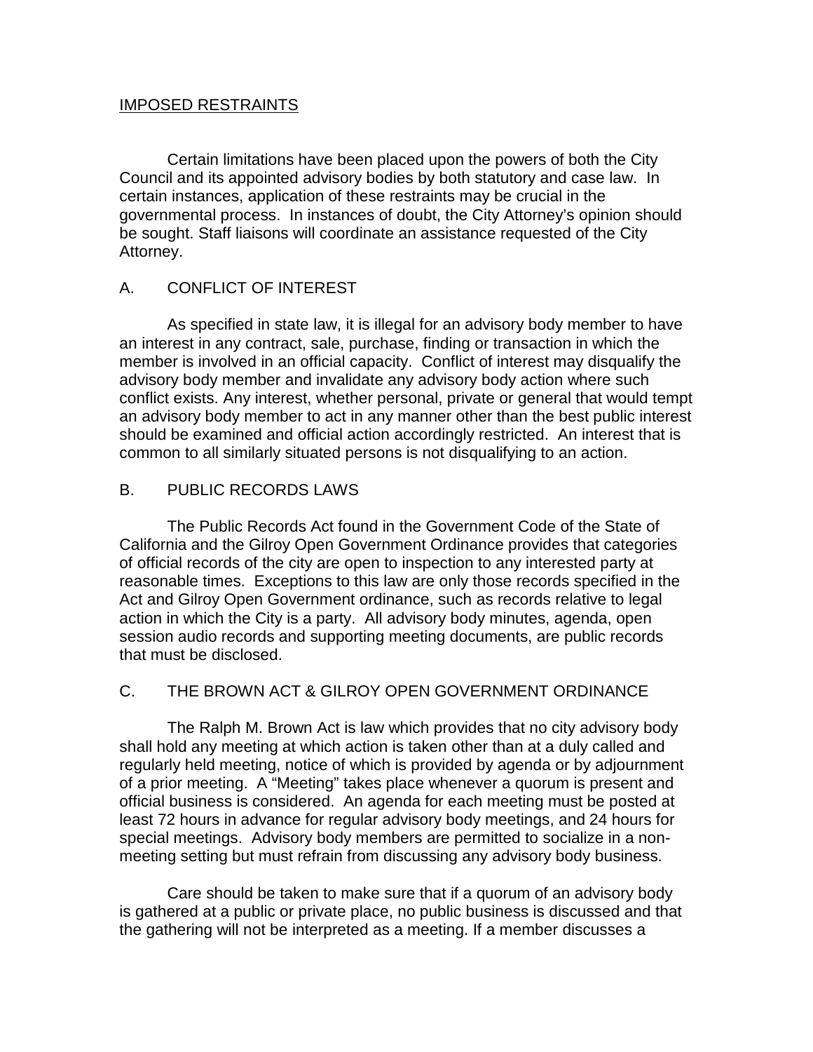## IMPOSED RESTRAINTS

Certain limitations have been placed upon the powers of both the City Council and its appointed advisory bodies by both statutory and case law. In certain instances, application of these restraints may be crucial in the governmental process. In instances of doubt, the City Attorney's opinion should be sought. Staff liaisons will coordinate an assistance requested of the City Attorney.

### A. CONFLICT OF INTEREST

As specified in state law, it is illegal for an advisory body member to have an interest in any contract, sale, purchase, finding or transaction in which the member is involved in an official capacity. Conflict of interest may disqualify the advisory body member and invalidate any advisory body action where such conflict exists. Any interest, whether personal, private or general that would tempt an advisory body member to act in any manner other than the best public interest should be examined and official action accordingly restricted. An interest that is common to all similarly situated persons is not disqualifying to an action.

### B. PUBLIC RECORDS LAWS

The Public Records Act found in the Government Code of the State of California and the Gilroy Open Government Ordinance provides that categories of official records of the city are open to inspection to any interested party at reasonable times. Exceptions to this law are only those records specified in the Act and Gilroy Open Government ordinance, such as records relative to legal action in which the City is a party. All advisory body minutes, agenda, open session audio records and supporting meeting documents, are public records that must be disclosed.

### C. THE BROWN ACT & GILROY OPEN GOVERNMENT ORDINANCE

The Ralph M. Brown Act is law which provides that no city advisory body shall hold any meeting at which action is taken other than at a duly called and regularly held meeting, notice of which is provided by agenda or by adjournment of a prior meeting. A "Meeting" takes place whenever a quorum is present and official business is considered. An agenda for each meeting must be posted at least 72 hours in advance for regular advisory body meetings, and 24 hours for special meetings. Advisory body members are permitted to socialize in a non-meeting setting but must refrain from discussing any advisory body business.

Care should be taken to make sure that if a quorum of an advisory body is gathered at a public or private place, no public business is discussed and that the gathering will not be interpreted as a meeting. If a member discusses a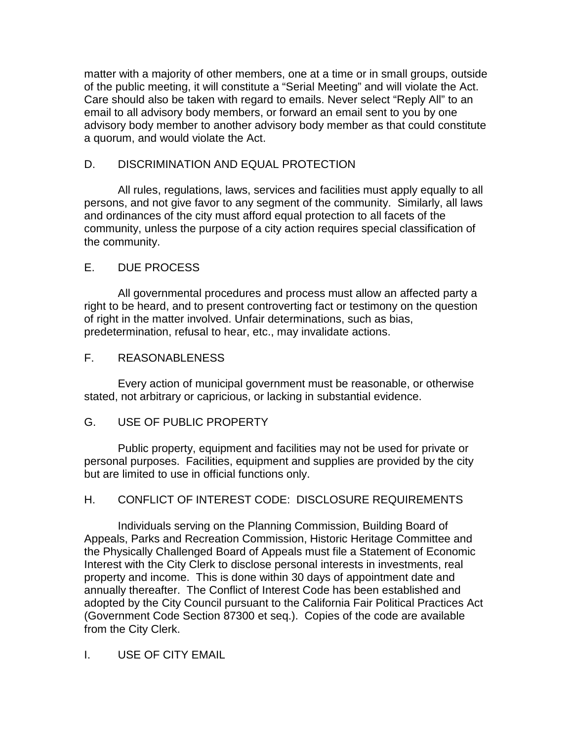matter with a majority of other members, one at a time or in small groups, outside of the public meeting, it will constitute a "Serial Meeting" and will violate the Act. Care should also be taken with regard to emails. Never select "Reply All" to an email to all advisory body members, or forward an email sent to you by one advisory body member to another advisory body member as that could constitute a quorum, and would violate the Act.

### D. DISCRIMINATION AND EQUAL PROTECTION

All rules, regulations, laws, services and facilities must apply equally to all persons, and not give favor to any segment of the community. Similarly, all laws and ordinances of the city must afford equal protection to all facets of the community, unless the purpose of a city action requires special classification of the community.

### E. DUE PROCESS

All governmental procedures and process must allow an affected party a right to be heard, and to present controverting fact or testimony on the question of right in the matter involved. Unfair determinations, such as bias, predetermination, refusal to hear, etc., may invalidate actions.

### F. REASONABLENESS

Every action of municipal government must be reasonable, or otherwise stated, not arbitrary or capricious, or lacking in substantial evidence.

### G. USE OF PUBLIC PROPERTY

Public property, equipment and facilities may not be used for private or personal purposes. Facilities, equipment and supplies are provided by the city but are limited to use in official functions only.

### H. CONFLICT OF INTEREST CODE: DISCLOSURE REQUIREMENTS

Individuals serving on the Planning Commission, Building Board of Appeals, Parks and Recreation Commission, Historic Heritage Committee and the Physically Challenged Board of Appeals must file a Statement of Economic Interest with the City Clerk to disclose personal interests in investments, real property and income. This is done within 30 days of appointment date and annually thereafter. The Conflict of Interest Code has been established and adopted by the City Council pursuant to the California Fair Political Practices Act (Government Code Section 87300 et seq.). Copies of the code are available from the City Clerk.

### I. USE OF CITY EMAIL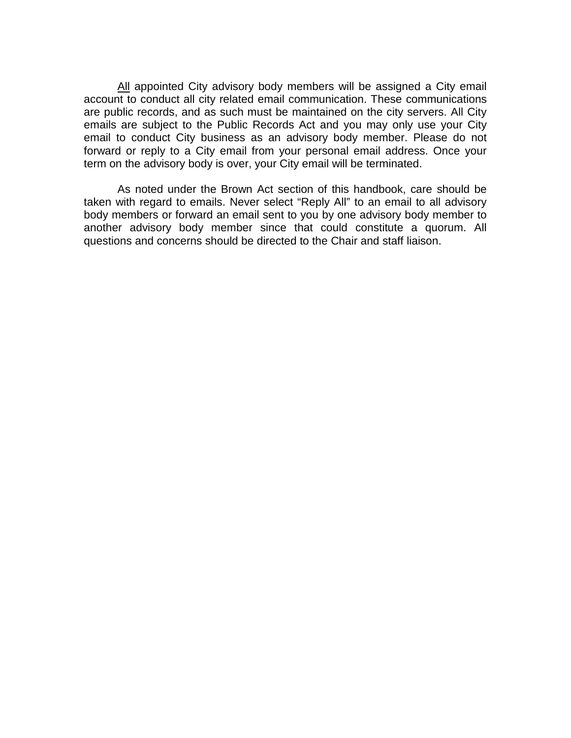<u>All</u> appointed City advisory body members will be assigned a City email account to conduct all city related email communication. These communications are public records, and as such must be maintained on the city servers. All City emails are subject to the Public Records Act and you may only use your City email to conduct City business as an advisory body member. Please do not forward or reply to a City email from your personal email address. Once your term on the advisory body is over, your City email will be terminated.

As noted under the Brown Act section of this handbook, care should be taken with regard to emails. Never select "Reply All" to an email to all advisory body members or forward an email sent to you by one advisory body member to another advisory body member since that could constitute a quorum. All questions and concerns should be directed to the Chair and staff liaison.